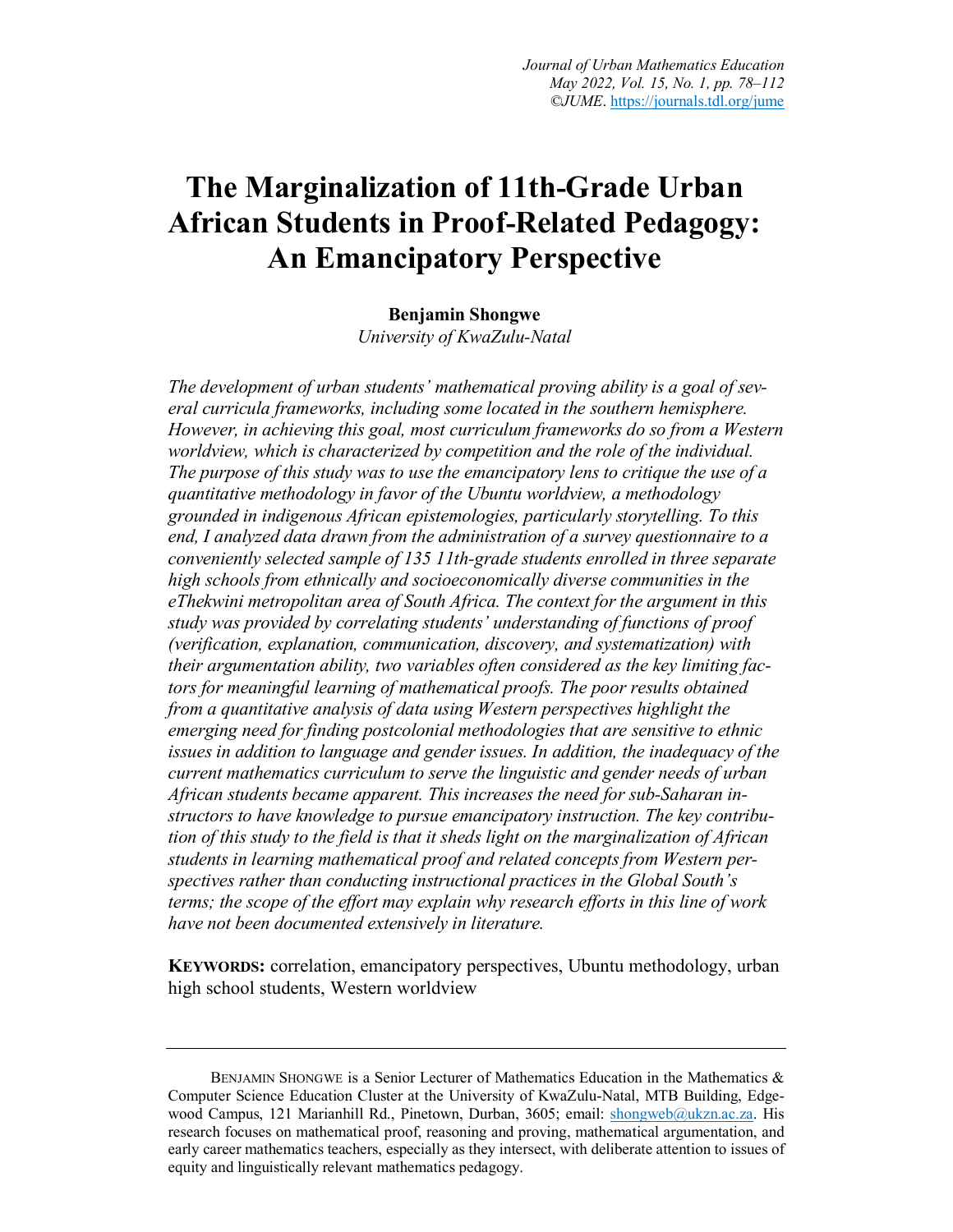# The Marginalization of 11th-Grade Urban African Students in Proof-Related Pedagogy: An Emancipatory Perspective

**Benjamin Shongwe**
*University of KwaZulu-Natal*

*The development of urban students' mathematical proving ability is a goal of several curricula frameworks, including some located in the southern hemisphere. However, in achieving this goal, most curriculum frameworks do so from a Western worldview, which is characterized by competition and the role of the individual. The purpose of this study was to use the emancipatory lens to critique the use of a quantitative methodology in favor of the Ubuntu worldview, a methodology grounded in indigenous African epistemologies, particularly storytelling. To this end, I analyzed data drawn from the administration of a survey questionnaire to a conveniently selected sample of 135 11th-grade students enrolled in three separate high schools from ethnically and socioeconomically diverse communities in the eThekwini metropolitan area of South Africa. The context for the argument in this study was provided by correlating students' understanding of functions of proof (verification, explanation, communication, discovery, and systematization) with their argumentation ability, two variables often considered as the key limiting factors for meaningful learning of mathematical proofs. The poor results obtained from a quantitative analysis of data using Western perspectives highlight the emerging need for finding postcolonial methodologies that are sensitive to ethnic issues in addition to language and gender issues. In addition, the inadequacy of the current mathematics curriculum to serve the linguistic and gender needs of urban African students became apparent. This increases the need for sub-Saharan instructors to have knowledge to pursue emancipatory instruction. The key contribution of this study to the field is that it sheds light on the marginalization of African students in learning mathematical proof and related concepts from Western perspectives rather than conducting instructional practices in the Global South's terms; the scope of the effort may explain why research efforts in this line of work have not been documented extensively in literature.*

**KEYWORDS:** correlation, emancipatory perspectives, Ubuntu methodology, urban high school students, Western worldview

---

BENJAMIN SHONGWE is a Senior Lecturer of Mathematics Education in the Mathematics & Computer Science Education Cluster at the University of KwaZulu-Natal, MTB Building, Edgewood Campus, 121 Marianhill Rd., Pinetown, Durban, 3605; email: shongweb@ukzn.ac.za. His research focuses on mathematical proof, reasoning and proving, mathematical argumentation, and early career mathematics teachers, especially as they intersect, with deliberate attention to issues of equity and linguistically relevant mathematics pedagogy.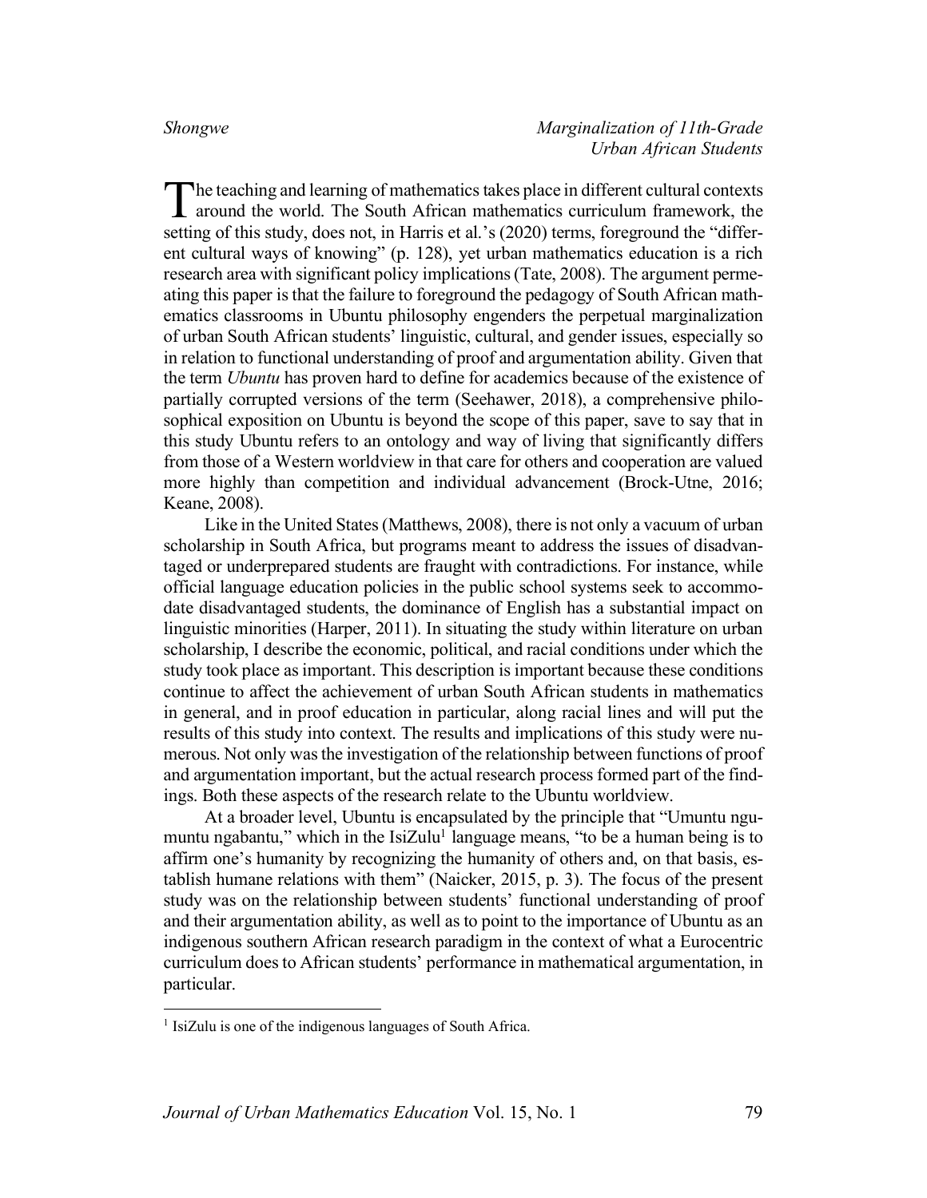The teaching and learning of mathematics takes place in different cultural contexts around the world. The South African mathematics curriculum framework, the setting of this study, does not, in Harris et al.'s (2020) terms, foreground the "different cultural ways of knowing" (p. 128), yet urban mathematics education is a rich research area with significant policy implications (Tate, 2008). The argument permeating this paper is that the failure to foreground the pedagogy of South African mathematics classrooms in Ubuntu philosophy engenders the perpetual marginalization of urban South African students' linguistic, cultural, and gender issues, especially so in relation to functional understanding of proof and argumentation ability. Given that the term *Ubuntu* has proven hard to define for academics because of the existence of partially corrupted versions of the term (Seehawer, 2018), a comprehensive philosophical exposition on Ubuntu is beyond the scope of this paper, save to say that in this study Ubuntu refers to an ontology and way of living that significantly differs from those of a Western worldview in that care for others and cooperation are valued more highly than competition and individual advancement (Brock-Utne, 2016; Keane, 2008).

Like in the United States (Matthews, 2008), there is not only a vacuum of urban scholarship in South Africa, but programs meant to address the issues of disadvantaged or underprepared students are fraught with contradictions. For instance, while official language education policies in the public school systems seek to accommodate disadvantaged students, the dominance of English has a substantial impact on linguistic minorities (Harper, 2011). In situating the study within literature on urban scholarship, I describe the economic, political, and racial conditions under which the study took place as important. This description is important because these conditions continue to affect the achievement of urban South African students in mathematics in general, and in proof education in particular, along racial lines and will put the results of this study into context. The results and implications of this study were numerous. Not only was the investigation of the relationship between functions of proof and argumentation important, but the actual research process formed part of the findings. Both these aspects of the research relate to the Ubuntu worldview.

At a broader level, Ubuntu is encapsulated by the principle that "Umuntu ngumuntu ngabantu," which in the IsiZulu[1] language means, "to be a human being is to affirm one's humanity by recognizing the humanity of others and, on that basis, establish humane relations with them" (Naicker, 2015, p. 3). The focus of the present study was on the relationship between students' functional understanding of proof and their argumentation ability, as well as to point to the importance of Ubuntu as an indigenous southern African research paradigm in the context of what a Eurocentric curriculum does to African students' performance in mathematical argumentation, in particular.

[1] IsiZulu is one of the indigenous languages of South Africa.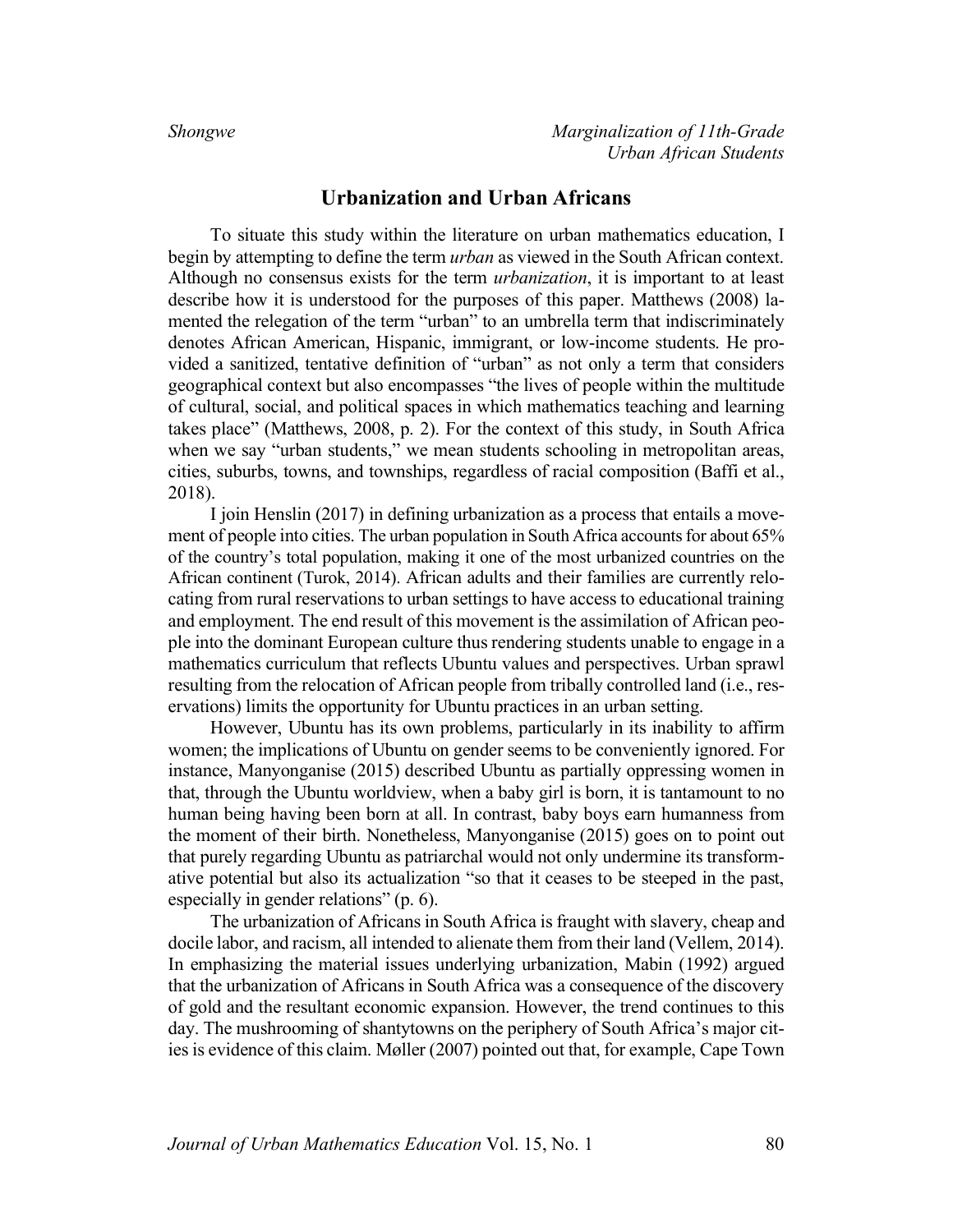## Urbanization and Urban Africans

To situate this study within the literature on urban mathematics education, I begin by attempting to define the term *urban* as viewed in the South African context. Although no consensus exists for the term *urbanization*, it is important to at least describe how it is understood for the purposes of this paper. Matthews (2008) lamented the relegation of the term "urban" to an umbrella term that indiscriminately denotes African American, Hispanic, immigrant, or low-income students. He provided a sanitized, tentative definition of "urban" as not only a term that considers geographical context but also encompasses "the lives of people within the multitude of cultural, social, and political spaces in which mathematics teaching and learning takes place" (Matthews, 2008, p. 2). For the context of this study, in South Africa when we say "urban students," we mean students schooling in metropolitan areas, cities, suburbs, towns, and townships, regardless of racial composition (Baffi et al., 2018).

I join Henslin (2017) in defining urbanization as a process that entails a movement of people into cities. The urban population in South Africa accounts for about 65% of the country's total population, making it one of the most urbanized countries on the African continent (Turok, 2014). African adults and their families are currently relocating from rural reservations to urban settings to have access to educational training and employment. The end result of this movement is the assimilation of African people into the dominant European culture thus rendering students unable to engage in a mathematics curriculum that reflects Ubuntu values and perspectives. Urban sprawl resulting from the relocation of African people from tribally controlled land (i.e., reservations) limits the opportunity for Ubuntu practices in an urban setting.

However, Ubuntu has its own problems, particularly in its inability to affirm women; the implications of Ubuntu on gender seems to be conveniently ignored. For instance, Manyonganise (2015) described Ubuntu as partially oppressing women in that, through the Ubuntu worldview, when a baby girl is born, it is tantamount to no human being having been born at all. In contrast, baby boys earn humanness from the moment of their birth. Nonetheless, Manyonganise (2015) goes on to point out that purely regarding Ubuntu as patriarchal would not only undermine its transformative potential but also its actualization "so that it ceases to be steeped in the past, especially in gender relations" (p. 6).

The urbanization of Africans in South Africa is fraught with slavery, cheap and docile labor, and racism, all intended to alienate them from their land (Vellem, 2014). In emphasizing the material issues underlying urbanization, Mabin (1992) argued that the urbanization of Africans in South Africa was a consequence of the discovery of gold and the resultant economic expansion. However, the trend continues to this day. The mushrooming of shantytowns on the periphery of South Africa's major cities is evidence of this claim. Møller (2007) pointed out that, for example, Cape Town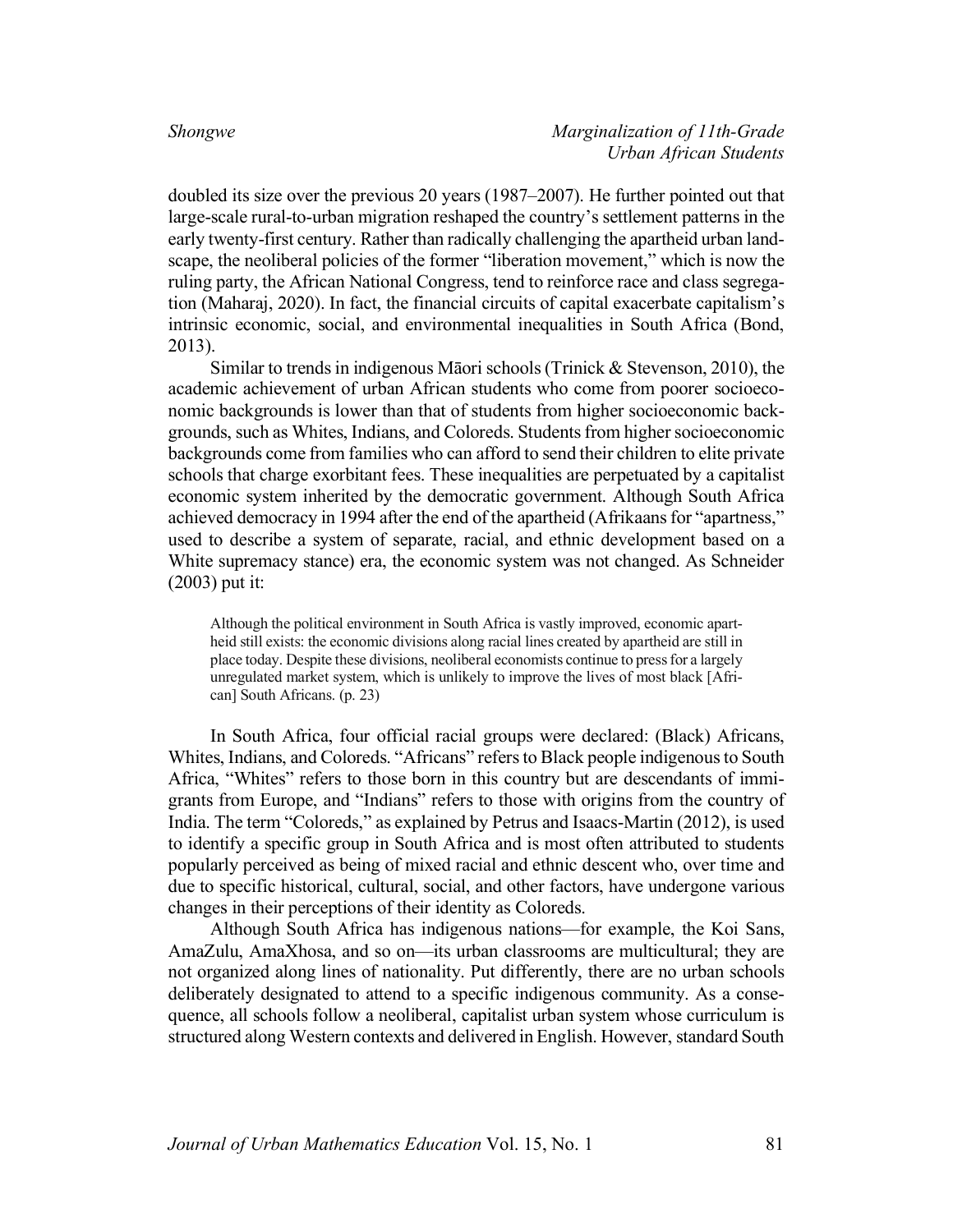doubled its size over the previous 20 years (1987–2007). He further pointed out that large-scale rural-to-urban migration reshaped the country's settlement patterns in the early twenty-first century. Rather than radically challenging the apartheid urban landscape, the neoliberal policies of the former "liberation movement," which is now the ruling party, the African National Congress, tend to reinforce race and class segregation (Maharaj, 2020). In fact, the financial circuits of capital exacerbate capitalism's intrinsic economic, social, and environmental inequalities in South Africa (Bond, 2013).

Similar to trends in indigenous Māori schools (Trinick & Stevenson, 2010), the academic achievement of urban African students who come from poorer socioeconomic backgrounds is lower than that of students from higher socioeconomic backgrounds, such as Whites, Indians, and Coloreds. Students from higher socioeconomic backgrounds come from families who can afford to send their children to elite private schools that charge exorbitant fees. These inequalities are perpetuated by a capitalist economic system inherited by the democratic government. Although South Africa achieved democracy in 1994 after the end of the apartheid (Afrikaans for "apartness," used to describe a system of separate, racial, and ethnic development based on a White supremacy stance) era, the economic system was not changed. As Schneider (2003) put it:

> Although the political environment in South Africa is vastly improved, economic apartheid still exists: the economic divisions along racial lines created by apartheid are still in place today. Despite these divisions, neoliberal economists continue to press for a largely unregulated market system, which is unlikely to improve the lives of most black [African] South Africans. (p. 23)

In South Africa, four official racial groups were declared: (Black) Africans, Whites, Indians, and Coloreds. "Africans" refers to Black people indigenous to South Africa, "Whites" refers to those born in this country but are descendants of immigrants from Europe, and "Indians" refers to those with origins from the country of India. The term "Coloreds," as explained by Petrus and Isaacs-Martin (2012), is used to identify a specific group in South Africa and is most often attributed to students popularly perceived as being of mixed racial and ethnic descent who, over time and due to specific historical, cultural, social, and other factors, have undergone various changes in their perceptions of their identity as Coloreds.

Although South Africa has indigenous nations—for example, the Koi Sans, AmaZulu, AmaXhosa, and so on—its urban classrooms are multicultural; they are not organized along lines of nationality. Put differently, there are no urban schools deliberately designated to attend to a specific indigenous community. As a consequence, all schools follow a neoliberal, capitalist urban system whose curriculum is structured along Western contexts and delivered in English. However, standard South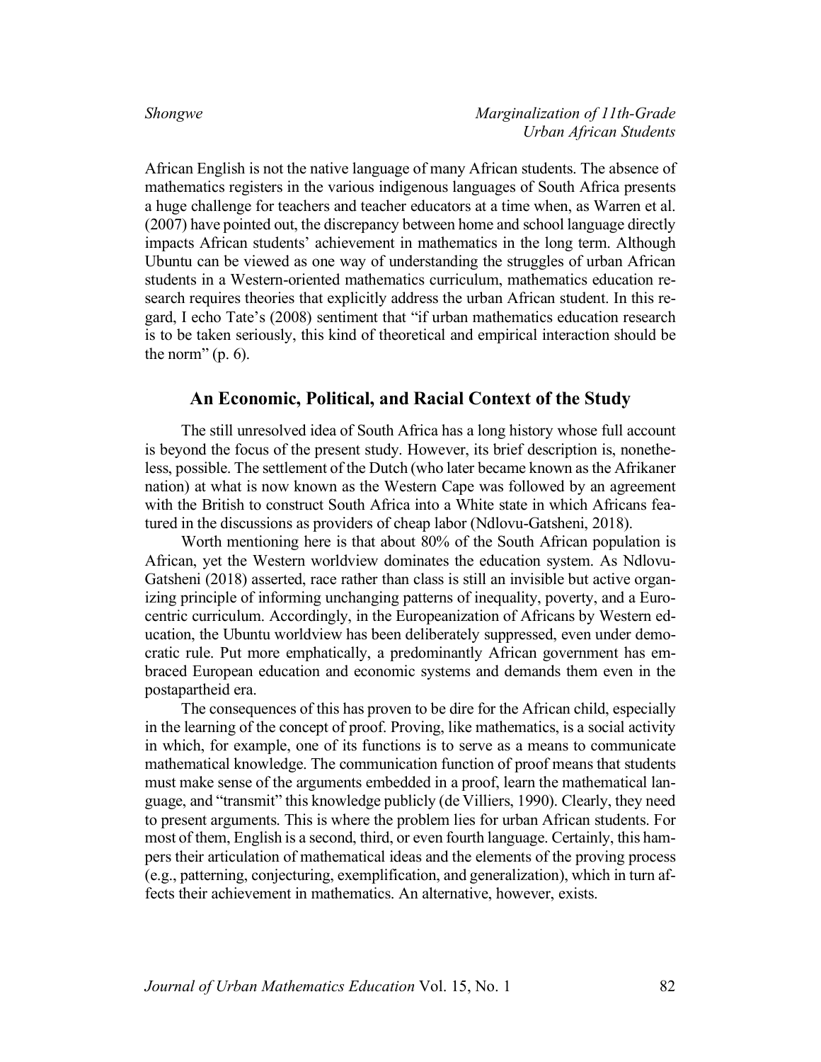African English is not the native language of many African students. The absence of mathematics registers in the various indigenous languages of South Africa presents a huge challenge for teachers and teacher educators at a time when, as Warren et al. (2007) have pointed out, the discrepancy between home and school language directly impacts African students' achievement in mathematics in the long term. Although Ubuntu can be viewed as one way of understanding the struggles of urban African students in a Western-oriented mathematics curriculum, mathematics education research requires theories that explicitly address the urban African student. In this regard, I echo Tate's (2008) sentiment that "if urban mathematics education research is to be taken seriously, this kind of theoretical and empirical interaction should be the norm" (p. 6).

## An Economic, Political, and Racial Context of the Study

The still unresolved idea of South Africa has a long history whose full account is beyond the focus of the present study. However, its brief description is, nonetheless, possible. The settlement of the Dutch (who later became known as the Afrikaner nation) at what is now known as the Western Cape was followed by an agreement with the British to construct South Africa into a White state in which Africans featured in the discussions as providers of cheap labor (Ndlovu-Gatsheni, 2018).

Worth mentioning here is that about 80% of the South African population is African, yet the Western worldview dominates the education system. As Ndlovu-Gatsheni (2018) asserted, race rather than class is still an invisible but active organizing principle of informing unchanging patterns of inequality, poverty, and a Eurocentric curriculum. Accordingly, in the Europeanization of Africans by Western education, the Ubuntu worldview has been deliberately suppressed, even under democratic rule. Put more emphatically, a predominantly African government has embraced European education and economic systems and demands them even in the postapartheid era.

The consequences of this has proven to be dire for the African child, especially in the learning of the concept of proof. Proving, like mathematics, is a social activity in which, for example, one of its functions is to serve as a means to communicate mathematical knowledge. The communication function of proof means that students must make sense of the arguments embedded in a proof, learn the mathematical language, and "transmit" this knowledge publicly (de Villiers, 1990). Clearly, they need to present arguments. This is where the problem lies for urban African students. For most of them, English is a second, third, or even fourth language. Certainly, this hampers their articulation of mathematical ideas and the elements of the proving process (e.g., patterning, conjecturing, exemplification, and generalization), which in turn affects their achievement in mathematics. An alternative, however, exists.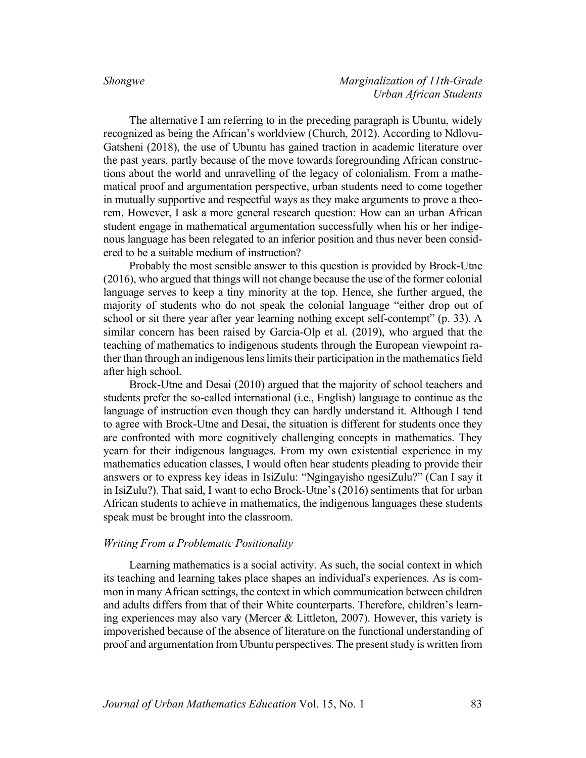The alternative I am referring to in the preceding paragraph is Ubuntu, widely recognized as being the African's worldview (Church, 2012). According to Ndlovu-Gatsheni (2018), the use of Ubuntu has gained traction in academic literature over the past years, partly because of the move towards foregrounding African constructions about the world and unravelling of the legacy of colonialism. From a mathematical proof and argumentation perspective, urban students need to come together in mutually supportive and respectful ways as they make arguments to prove a theorem. However, I ask a more general research question: How can an urban African student engage in mathematical argumentation successfully when his or her indigenous language has been relegated to an inferior position and thus never been considered to be a suitable medium of instruction?

Probably the most sensible answer to this question is provided by Brock-Utne (2016), who argued that things will not change because the use of the former colonial language serves to keep a tiny minority at the top. Hence, she further argued, the majority of students who do not speak the colonial language "either drop out of school or sit there year after year learning nothing except self-contempt" (p. 33). A similar concern has been raised by Garcia-Olp et al. (2019), who argued that the teaching of mathematics to indigenous students through the European viewpoint rather than through an indigenous lens limits their participation in the mathematics field after high school.

Brock-Utne and Desai (2010) argued that the majority of school teachers and students prefer the so-called international (i.e., English) language to continue as the language of instruction even though they can hardly understand it. Although I tend to agree with Brock-Utne and Desai, the situation is different for students once they are confronted with more cognitively challenging concepts in mathematics. They yearn for their indigenous languages. From my own existential experience in my mathematics education classes, I would often hear students pleading to provide their answers or to express key ideas in IsiZulu: "Ngingayisho ngesiZulu?" (Can I say it in IsiZulu?). That said, I want to echo Brock-Utne's (2016) sentiments that for urban African students to achieve in mathematics, the indigenous languages these students speak must be brought into the classroom.

### *Writing From a Problematic Positionality*

Learning mathematics is a social activity. As such, the social context in which its teaching and learning takes place shapes an individual's experiences. As is common in many African settings, the context in which communication between children and adults differs from that of their White counterparts. Therefore, children's learning experiences may also vary (Mercer & Littleton, 2007). However, this variety is impoverished because of the absence of literature on the functional understanding of proof and argumentation from Ubuntu perspectives. The present study is written from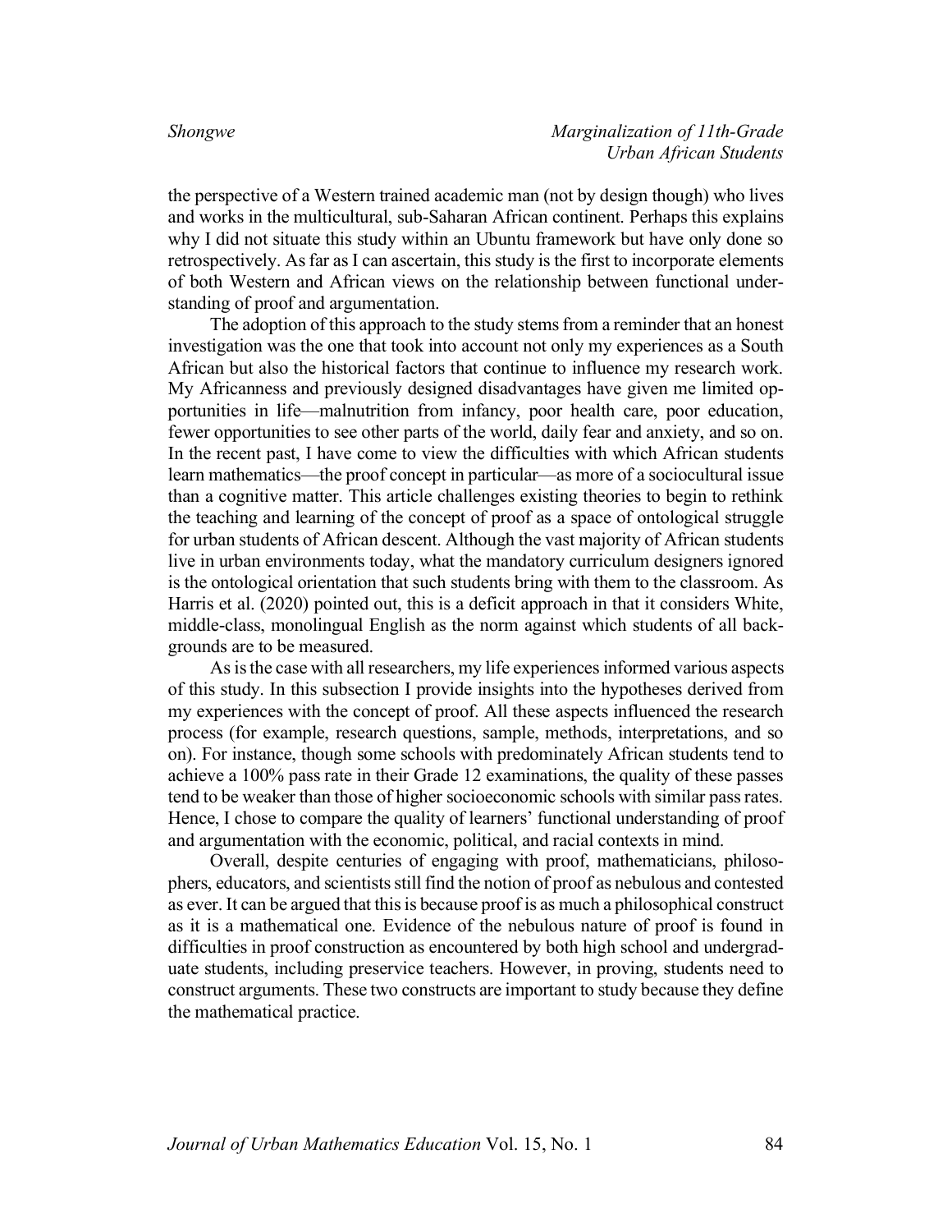the perspective of a Western trained academic man (not by design though) who lives and works in the multicultural, sub-Saharan African continent. Perhaps this explains why I did not situate this study within an Ubuntu framework but have only done so retrospectively. As far as I can ascertain, this study is the first to incorporate elements of both Western and African views on the relationship between functional understanding of proof and argumentation.

The adoption of this approach to the study stems from a reminder that an honest investigation was the one that took into account not only my experiences as a South African but also the historical factors that continue to influence my research work. My Africanness and previously designed disadvantages have given me limited opportunities in life—malnutrition from infancy, poor health care, poor education, fewer opportunities to see other parts of the world, daily fear and anxiety, and so on. In the recent past, I have come to view the difficulties with which African students learn mathematics—the proof concept in particular—as more of a sociocultural issue than a cognitive matter. This article challenges existing theories to begin to rethink the teaching and learning of the concept of proof as a space of ontological struggle for urban students of African descent. Although the vast majority of African students live in urban environments today, what the mandatory curriculum designers ignored is the ontological orientation that such students bring with them to the classroom. As Harris et al. (2020) pointed out, this is a deficit approach in that it considers White, middle-class, monolingual English as the norm against which students of all backgrounds are to be measured.

As is the case with all researchers, my life experiences informed various aspects of this study. In this subsection I provide insights into the hypotheses derived from my experiences with the concept of proof. All these aspects influenced the research process (for example, research questions, sample, methods, interpretations, and so on). For instance, though some schools with predominately African students tend to achieve a 100% pass rate in their Grade 12 examinations, the quality of these passes tend to be weaker than those of higher socioeconomic schools with similar pass rates. Hence, I chose to compare the quality of learners' functional understanding of proof and argumentation with the economic, political, and racial contexts in mind.

Overall, despite centuries of engaging with proof, mathematicians, philosophers, educators, and scientists still find the notion of proof as nebulous and contested as ever. It can be argued that this is because proof is as much a philosophical construct as it is a mathematical one. Evidence of the nebulous nature of proof is found in difficulties in proof construction as encountered by both high school and undergraduate students, including preservice teachers. However, in proving, students need to construct arguments. These two constructs are important to study because they define the mathematical practice.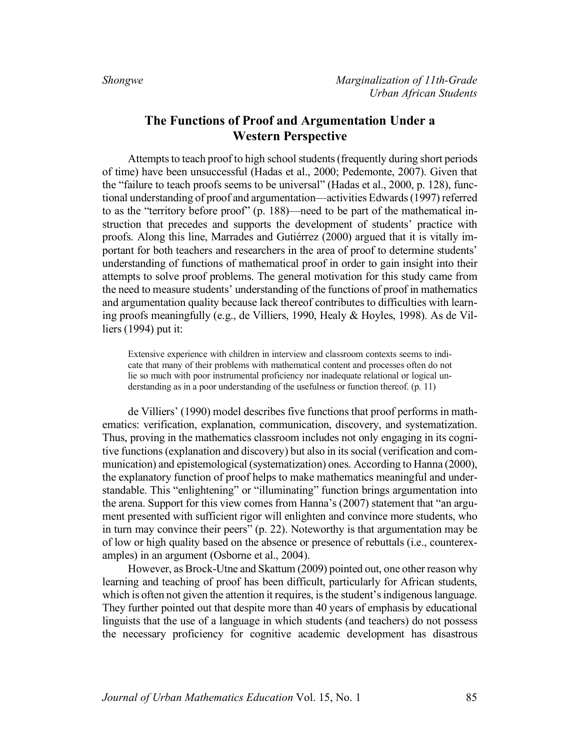## The Functions of Proof and Argumentation Under a Western Perspective

Attempts to teach proof to high school students (frequently during short periods of time) have been unsuccessful (Hadas et al., 2000; Pedemonte, 2007). Given that the "failure to teach proofs seems to be universal" (Hadas et al., 2000, p. 128), functional understanding of proof and argumentation—activities Edwards (1997) referred to as the "territory before proof" (p. 188)—need to be part of the mathematical instruction that precedes and supports the development of students' practice with proofs. Along this line, Marrades and Gutiérrez (2000) argued that it is vitally important for both teachers and researchers in the area of proof to determine students' understanding of functions of mathematical proof in order to gain insight into their attempts to solve proof problems. The general motivation for this study came from the need to measure students' understanding of the functions of proof in mathematics and argumentation quality because lack thereof contributes to difficulties with learning proofs meaningfully (e.g., de Villiers, 1990, Healy & Hoyles, 1998). As de Villiers (1994) put it:

> Extensive experience with children in interview and classroom contexts seems to indicate that many of their problems with mathematical content and processes often do not lie so much with poor instrumental proficiency nor inadequate relational or logical understanding as in a poor understanding of the usefulness or function thereof. (p. 11)

de Villiers' (1990) model describes five functions that proof performs in mathematics: verification, explanation, communication, discovery, and systematization. Thus, proving in the mathematics classroom includes not only engaging in its cognitive functions (explanation and discovery) but also in its social (verification and communication) and epistemological (systematization) ones. According to Hanna (2000), the explanatory function of proof helps to make mathematics meaningful and understandable. This "enlightening" or "illuminating" function brings argumentation into the arena. Support for this view comes from Hanna's (2007) statement that "an argument presented with sufficient rigor will enlighten and convince more students, who in turn may convince their peers" (p. 22). Noteworthy is that argumentation may be of low or high quality based on the absence or presence of rebuttals (i.e., counterexamples) in an argument (Osborne et al., 2004).

However, as Brock-Utne and Skattum (2009) pointed out, one other reason why learning and teaching of proof has been difficult, particularly for African students, which is often not given the attention it requires, is the student's indigenous language. They further pointed out that despite more than 40 years of emphasis by educational linguists that the use of a language in which students (and teachers) do not possess the necessary proficiency for cognitive academic development has disastrous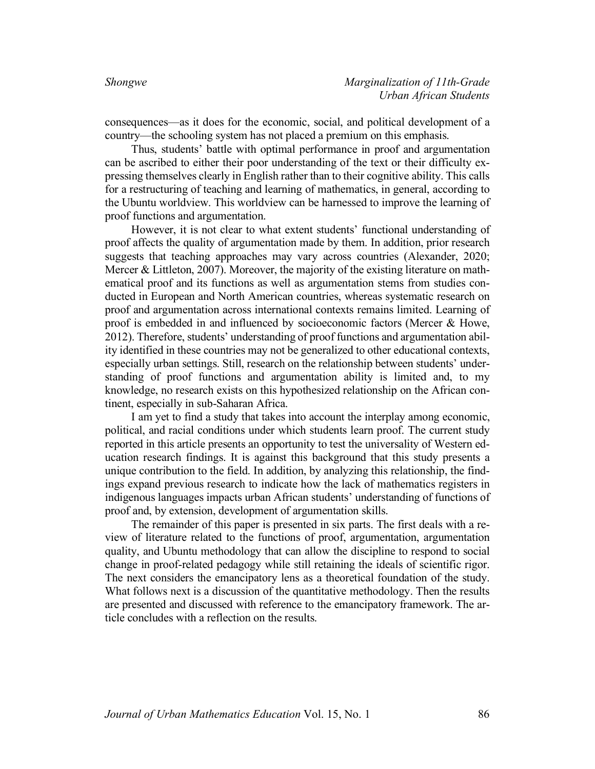consequences—as it does for the economic, social, and political development of a country—the schooling system has not placed a premium on this emphasis.

Thus, students' battle with optimal performance in proof and argumentation can be ascribed to either their poor understanding of the text or their difficulty expressing themselves clearly in English rather than to their cognitive ability. This calls for a restructuring of teaching and learning of mathematics, in general, according to the Ubuntu worldview. This worldview can be harnessed to improve the learning of proof functions and argumentation.

However, it is not clear to what extent students' functional understanding of proof affects the quality of argumentation made by them. In addition, prior research suggests that teaching approaches may vary across countries (Alexander, 2020; Mercer & Littleton, 2007). Moreover, the majority of the existing literature on mathematical proof and its functions as well as argumentation stems from studies conducted in European and North American countries, whereas systematic research on proof and argumentation across international contexts remains limited. Learning of proof is embedded in and influenced by socioeconomic factors (Mercer & Howe, 2012). Therefore, students' understanding of proof functions and argumentation ability identified in these countries may not be generalized to other educational contexts, especially urban settings. Still, research on the relationship between students' understanding of proof functions and argumentation ability is limited and, to my knowledge, no research exists on this hypothesized relationship on the African continent, especially in sub-Saharan Africa.

I am yet to find a study that takes into account the interplay among economic, political, and racial conditions under which students learn proof. The current study reported in this article presents an opportunity to test the universality of Western education research findings. It is against this background that this study presents a unique contribution to the field. In addition, by analyzing this relationship, the findings expand previous research to indicate how the lack of mathematics registers in indigenous languages impacts urban African students' understanding of functions of proof and, by extension, development of argumentation skills.

The remainder of this paper is presented in six parts. The first deals with a review of literature related to the functions of proof, argumentation, argumentation quality, and Ubuntu methodology that can allow the discipline to respond to social change in proof-related pedagogy while still retaining the ideals of scientific rigor. The next considers the emancipatory lens as a theoretical foundation of the study. What follows next is a discussion of the quantitative methodology. Then the results are presented and discussed with reference to the emancipatory framework. The article concludes with a reflection on the results.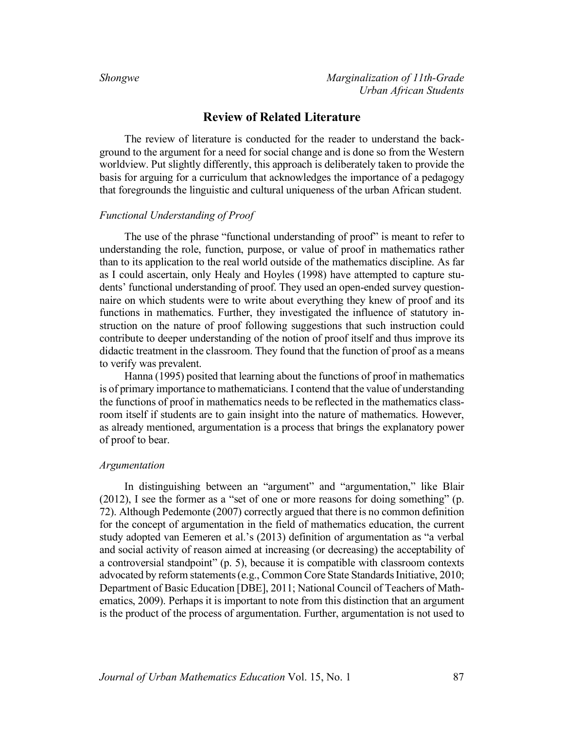## Review of Related Literature

The review of literature is conducted for the reader to understand the background to the argument for a need for social change and is done so from the Western worldview. Put slightly differently, this approach is deliberately taken to provide the basis for arguing for a curriculum that acknowledges the importance of a pedagogy that foregrounds the linguistic and cultural uniqueness of the urban African student.

### *Functional Understanding of Proof*

The use of the phrase "functional understanding of proof" is meant to refer to understanding the role, function, purpose, or value of proof in mathematics rather than to its application to the real world outside of the mathematics discipline. As far as I could ascertain, only Healy and Hoyles (1998) have attempted to capture students' functional understanding of proof. They used an open-ended survey questionnaire on which students were to write about everything they knew of proof and its functions in mathematics. Further, they investigated the influence of statutory instruction on the nature of proof following suggestions that such instruction could contribute to deeper understanding of the notion of proof itself and thus improve its didactic treatment in the classroom. They found that the function of proof as a means to verify was prevalent.

Hanna (1995) posited that learning about the functions of proof in mathematics is of primary importance to mathematicians. I contend that the value of understanding the functions of proof in mathematics needs to be reflected in the mathematics classroom itself if students are to gain insight into the nature of mathematics. However, as already mentioned, argumentation is a process that brings the explanatory power of proof to bear.

### *Argumentation*

In distinguishing between an "argument" and "argumentation," like Blair (2012), I see the former as a "set of one or more reasons for doing something" (p. 72). Although Pedemonte (2007) correctly argued that there is no common definition for the concept of argumentation in the field of mathematics education, the current study adopted van Eemeren et al.'s (2013) definition of argumentation as "a verbal and social activity of reason aimed at increasing (or decreasing) the acceptability of a controversial standpoint" (p. 5), because it is compatible with classroom contexts advocated by reform statements (e.g., Common Core State Standards Initiative, 2010; Department of Basic Education [DBE], 2011; National Council of Teachers of Mathematics, 2009). Perhaps it is important to note from this distinction that an argument is the product of the process of argumentation. Further, argumentation is not used to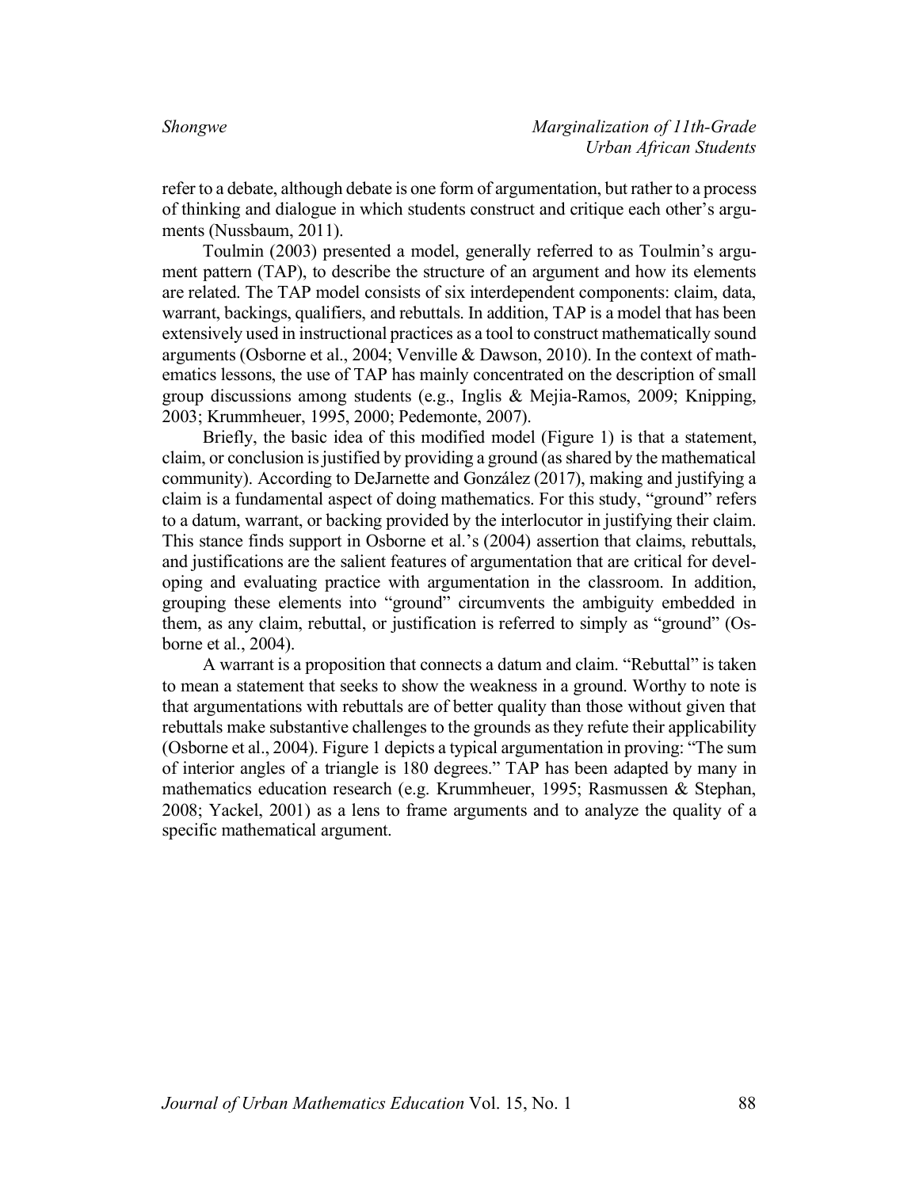refer to a debate, although debate is one form of argumentation, but rather to a process of thinking and dialogue in which students construct and critique each other's arguments (Nussbaum, 2011).

Toulmin (2003) presented a model, generally referred to as Toulmin's argument pattern (TAP), to describe the structure of an argument and how its elements are related. The TAP model consists of six interdependent components: claim, data, warrant, backings, qualifiers, and rebuttals. In addition, TAP is a model that has been extensively used in instructional practices as a tool to construct mathematically sound arguments (Osborne et al., 2004; Venville & Dawson, 2010). In the context of mathematics lessons, the use of TAP has mainly concentrated on the description of small group discussions among students (e.g., Inglis & Mejia-Ramos, 2009; Knipping, 2003; Krummheuer, 1995, 2000; Pedemonte, 2007).

Briefly, the basic idea of this modified model (Figure 1) is that a statement, claim, or conclusion is justified by providing a ground (as shared by the mathematical community). According to DeJarnette and González (2017), making and justifying a claim is a fundamental aspect of doing mathematics. For this study, "ground" refers to a datum, warrant, or backing provided by the interlocutor in justifying their claim. This stance finds support in Osborne et al.'s (2004) assertion that claims, rebuttals, and justifications are the salient features of argumentation that are critical for developing and evaluating practice with argumentation in the classroom. In addition, grouping these elements into "ground" circumvents the ambiguity embedded in them, as any claim, rebuttal, or justification is referred to simply as "ground" (Osborne et al., 2004).

A warrant is a proposition that connects a datum and claim. "Rebuttal" is taken to mean a statement that seeks to show the weakness in a ground. Worthy to note is that argumentations with rebuttals are of better quality than those without given that rebuttals make substantive challenges to the grounds as they refute their applicability (Osborne et al., 2004). Figure 1 depicts a typical argumentation in proving: "The sum of interior angles of a triangle is 180 degrees." TAP has been adapted by many in mathematics education research (e.g. Krummheuer, 1995; Rasmussen & Stephan, 2008; Yackel, 2001) as a lens to frame arguments and to analyze the quality of a specific mathematical argument.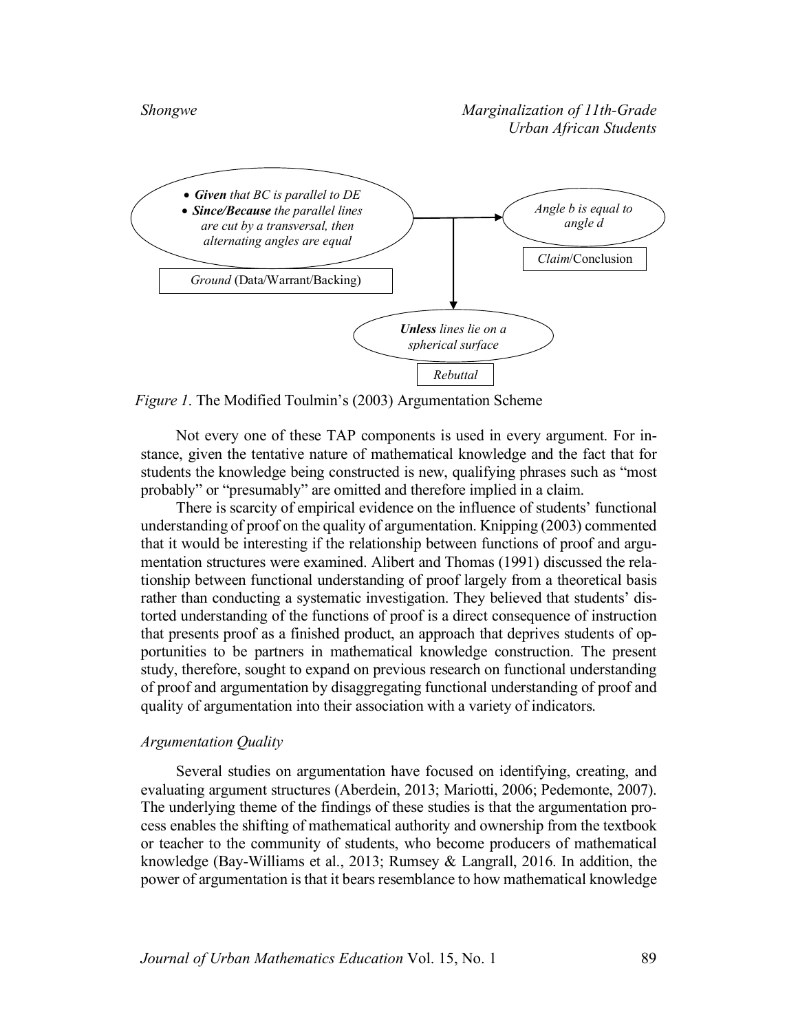- ***Given*** *that BC is parallel to DE*
- ***Since/Because*** *the parallel lines are cut by a transversal, then alternating angles are equal*

*Ground* (Data/Warrant/Backing)

*Angle b is equal to angle d*

*Claim*/Conclusion

***Unless*** *lines lie on a spherical surface*

*Rebuttal*

*Figure 1*. The Modified Toulmin's (2003) Argumentation Scheme

Not every one of these TAP components is used in every argument. For instance, given the tentative nature of mathematical knowledge and the fact that for students the knowledge being constructed is new, qualifying phrases such as "most probably" or "presumably" are omitted and therefore implied in a claim.

There is scarcity of empirical evidence on the influence of students' functional understanding of proof on the quality of argumentation. Knipping (2003) commented that it would be interesting if the relationship between functions of proof and argumentation structures were examined. Alibert and Thomas (1991) discussed the relationship between functional understanding of proof largely from a theoretical basis rather than conducting a systematic investigation. They believed that students' distorted understanding of the functions of proof is a direct consequence of instruction that presents proof as a finished product, an approach that deprives students of opportunities to be partners in mathematical knowledge construction. The present study, therefore, sought to expand on previous research on functional understanding of proof and argumentation by disaggregating functional understanding of proof and quality of argumentation into their association with a variety of indicators.

### *Argumentation Quality*

Several studies on argumentation have focused on identifying, creating, and evaluating argument structures (Aberdein, 2013; Mariotti, 2006; Pedemonte, 2007). The underlying theme of the findings of these studies is that the argumentation process enables the shifting of mathematical authority and ownership from the textbook or teacher to the community of students, who become producers of mathematical knowledge (Bay-Williams et al., 2013; Rumsey & Langrall, 2016. In addition, the power of argumentation is that it bears resemblance to how mathematical knowledge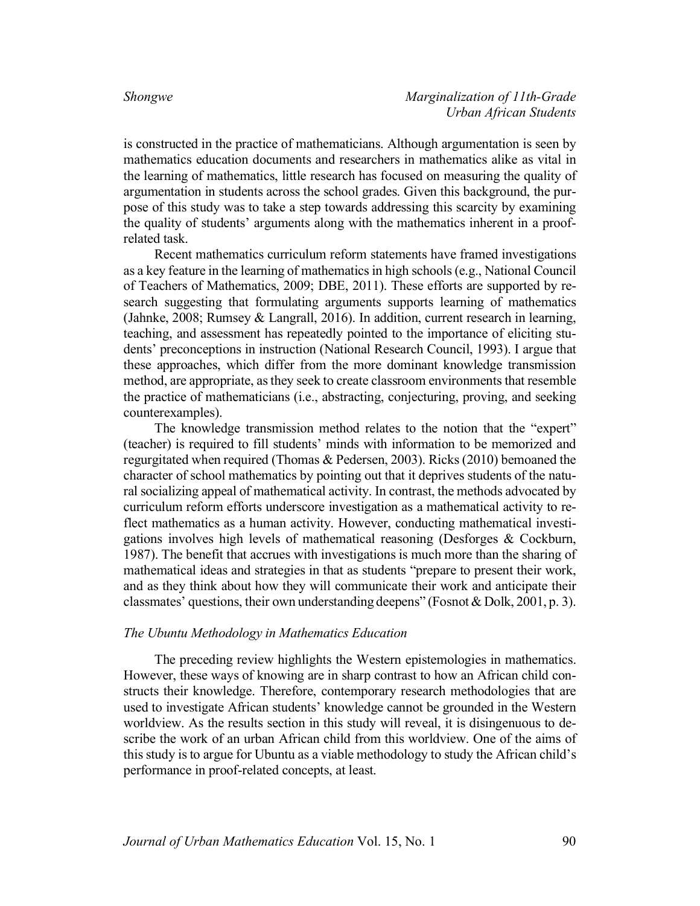is constructed in the practice of mathematicians. Although argumentation is seen by mathematics education documents and researchers in mathematics alike as vital in the learning of mathematics, little research has focused on measuring the quality of argumentation in students across the school grades. Given this background, the purpose of this study was to take a step towards addressing this scarcity by examining the quality of students' arguments along with the mathematics inherent in a proof-related task.

Recent mathematics curriculum reform statements have framed investigations as a key feature in the learning of mathematics in high schools (e.g., National Council of Teachers of Mathematics, 2009; DBE, 2011). These efforts are supported by research suggesting that formulating arguments supports learning of mathematics (Jahnke, 2008; Rumsey & Langrall, 2016). In addition, current research in learning, teaching, and assessment has repeatedly pointed to the importance of eliciting students' preconceptions in instruction (National Research Council, 1993). I argue that these approaches, which differ from the more dominant knowledge transmission method, are appropriate, as they seek to create classroom environments that resemble the practice of mathematicians (i.e., abstracting, conjecturing, proving, and seeking counterexamples).

The knowledge transmission method relates to the notion that the "expert" (teacher) is required to fill students' minds with information to be memorized and regurgitated when required (Thomas & Pedersen, 2003). Ricks (2010) bemoaned the character of school mathematics by pointing out that it deprives students of the natural socializing appeal of mathematical activity. In contrast, the methods advocated by curriculum reform efforts underscore investigation as a mathematical activity to reflect mathematics as a human activity. However, conducting mathematical investigations involves high levels of mathematical reasoning (Desforges & Cockburn, 1987). The benefit that accrues with investigations is much more than the sharing of mathematical ideas and strategies in that as students "prepare to present their work, and as they think about how they will communicate their work and anticipate their classmates' questions, their own understanding deepens" (Fosnot & Dolk, 2001, p. 3).

### *The Ubuntu Methodology in Mathematics Education*

The preceding review highlights the Western epistemologies in mathematics. However, these ways of knowing are in sharp contrast to how an African child constructs their knowledge. Therefore, contemporary research methodologies that are used to investigate African students' knowledge cannot be grounded in the Western worldview. As the results section in this study will reveal, it is disingenuous to describe the work of an urban African child from this worldview. One of the aims of this study is to argue for Ubuntu as a viable methodology to study the African child's performance in proof-related concepts, at least.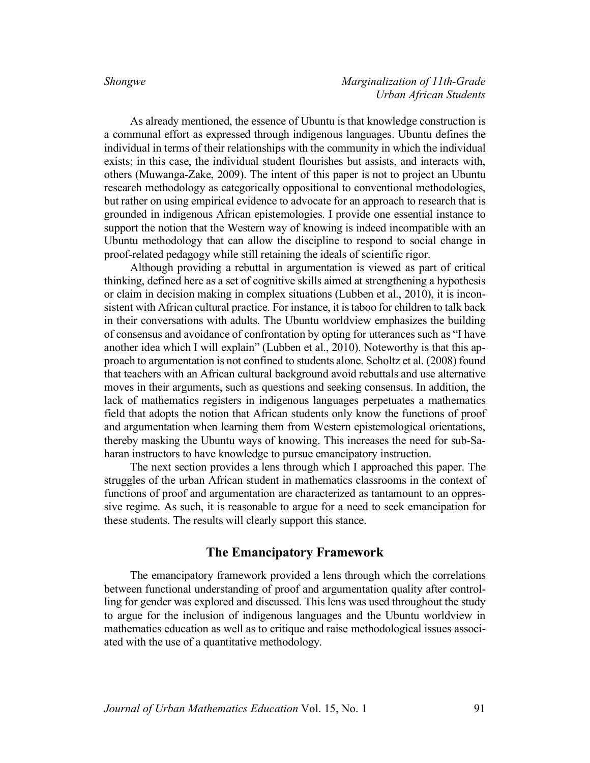As already mentioned, the essence of Ubuntu is that knowledge construction is a communal effort as expressed through indigenous languages. Ubuntu defines the individual in terms of their relationships with the community in which the individual exists; in this case, the individual student flourishes but assists, and interacts with, others (Muwanga-Zake, 2009). The intent of this paper is not to project an Ubuntu research methodology as categorically oppositional to conventional methodologies, but rather on using empirical evidence to advocate for an approach to research that is grounded in indigenous African epistemologies. I provide one essential instance to support the notion that the Western way of knowing is indeed incompatible with an Ubuntu methodology that can allow the discipline to respond to social change in proof-related pedagogy while still retaining the ideals of scientific rigor.

Although providing a rebuttal in argumentation is viewed as part of critical thinking, defined here as a set of cognitive skills aimed at strengthening a hypothesis or claim in decision making in complex situations (Lubben et al., 2010), it is inconsistent with African cultural practice. For instance, it is taboo for children to talk back in their conversations with adults. The Ubuntu worldview emphasizes the building of consensus and avoidance of confrontation by opting for utterances such as "I have another idea which I will explain" (Lubben et al., 2010). Noteworthy is that this approach to argumentation is not confined to students alone. Scholtz et al. (2008) found that teachers with an African cultural background avoid rebuttals and use alternative moves in their arguments, such as questions and seeking consensus. In addition, the lack of mathematics registers in indigenous languages perpetuates a mathematics field that adopts the notion that African students only know the functions of proof and argumentation when learning them from Western epistemological orientations, thereby masking the Ubuntu ways of knowing. This increases the need for sub-Saharan instructors to have knowledge to pursue emancipatory instruction.

The next section provides a lens through which I approached this paper. The struggles of the urban African student in mathematics classrooms in the context of functions of proof and argumentation are characterized as tantamount to an oppressive regime. As such, it is reasonable to argue for a need to seek emancipation for these students. The results will clearly support this stance.

## The Emancipatory Framework

The emancipatory framework provided a lens through which the correlations between functional understanding of proof and argumentation quality after controlling for gender was explored and discussed. This lens was used throughout the study to argue for the inclusion of indigenous languages and the Ubuntu worldview in mathematics education as well as to critique and raise methodological issues associated with the use of a quantitative methodology.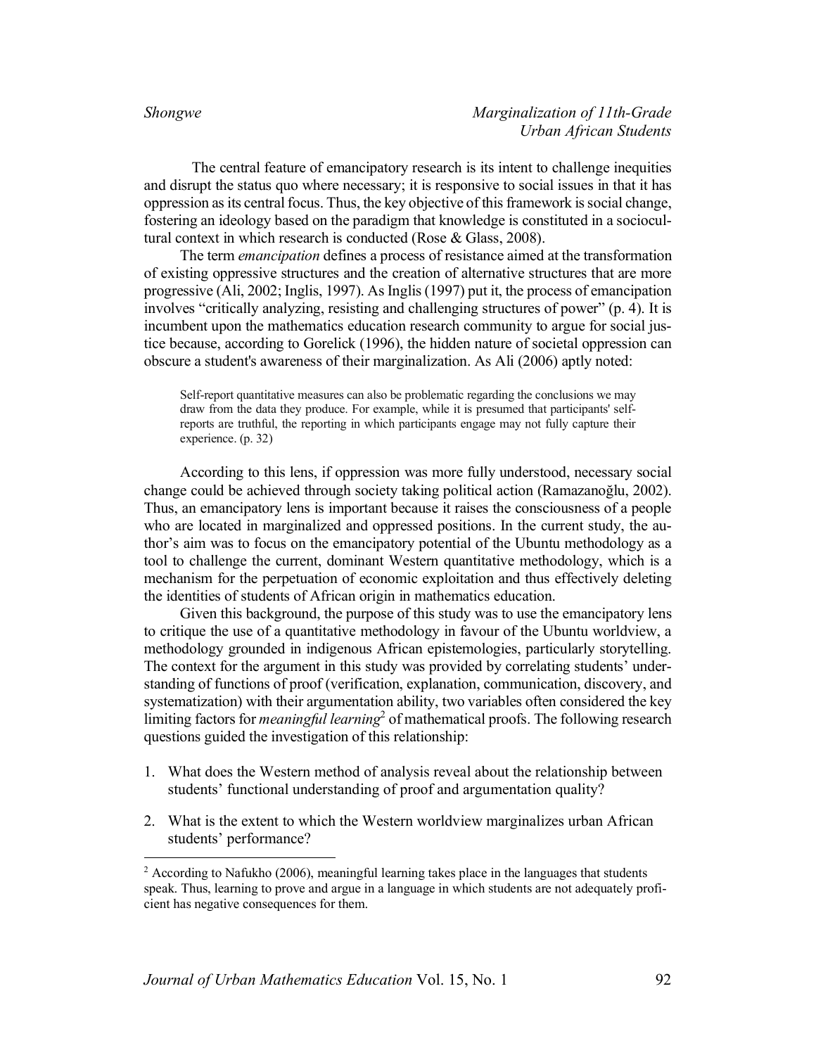The central feature of emancipatory research is its intent to challenge inequities and disrupt the status quo where necessary; it is responsive to social issues in that it has oppression as its central focus. Thus, the key objective of this framework is social change, fostering an ideology based on the paradigm that knowledge is constituted in a sociocultural context in which research is conducted (Rose & Glass, 2008).

The term *emancipation* defines a process of resistance aimed at the transformation of existing oppressive structures and the creation of alternative structures that are more progressive (Ali, 2002; Inglis, 1997). As Inglis (1997) put it, the process of emancipation involves "critically analyzing, resisting and challenging structures of power" (p. 4). It is incumbent upon the mathematics education research community to argue for social justice because, according to Gorelick (1996), the hidden nature of societal oppression can obscure a student's awareness of their marginalization. As Ali (2006) aptly noted:

> Self-report quantitative measures can also be problematic regarding the conclusions we may draw from the data they produce. For example, while it is presumed that participants' self-reports are truthful, the reporting in which participants engage may not fully capture their experience. (p. 32)

According to this lens, if oppression was more fully understood, necessary social change could be achieved through society taking political action (Ramazanoğlu, 2002). Thus, an emancipatory lens is important because it raises the consciousness of a people who are located in marginalized and oppressed positions. In the current study, the author's aim was to focus on the emancipatory potential of the Ubuntu methodology as a tool to challenge the current, dominant Western quantitative methodology, which is a mechanism for the perpetuation of economic exploitation and thus effectively deleting the identities of students of African origin in mathematics education.

Given this background, the purpose of this study was to use the emancipatory lens to critique the use of a quantitative methodology in favour of the Ubuntu worldview, a methodology grounded in indigenous African epistemologies, particularly storytelling. The context for the argument in this study was provided by correlating students' understanding of functions of proof (verification, explanation, communication, discovery, and systematization) with their argumentation ability, two variables often considered the key limiting factors for *meaningful learning*[2] of mathematical proofs. The following research questions guided the investigation of this relationship:

1. What does the Western method of analysis reveal about the relationship between students' functional understanding of proof and argumentation quality?
2. What is the extent to which the Western worldview marginalizes urban African students' performance?

[2] According to Nafukho (2006), meaningful learning takes place in the languages that students speak. Thus, learning to prove and argue in a language in which students are not adequately proficient has negative consequences for them.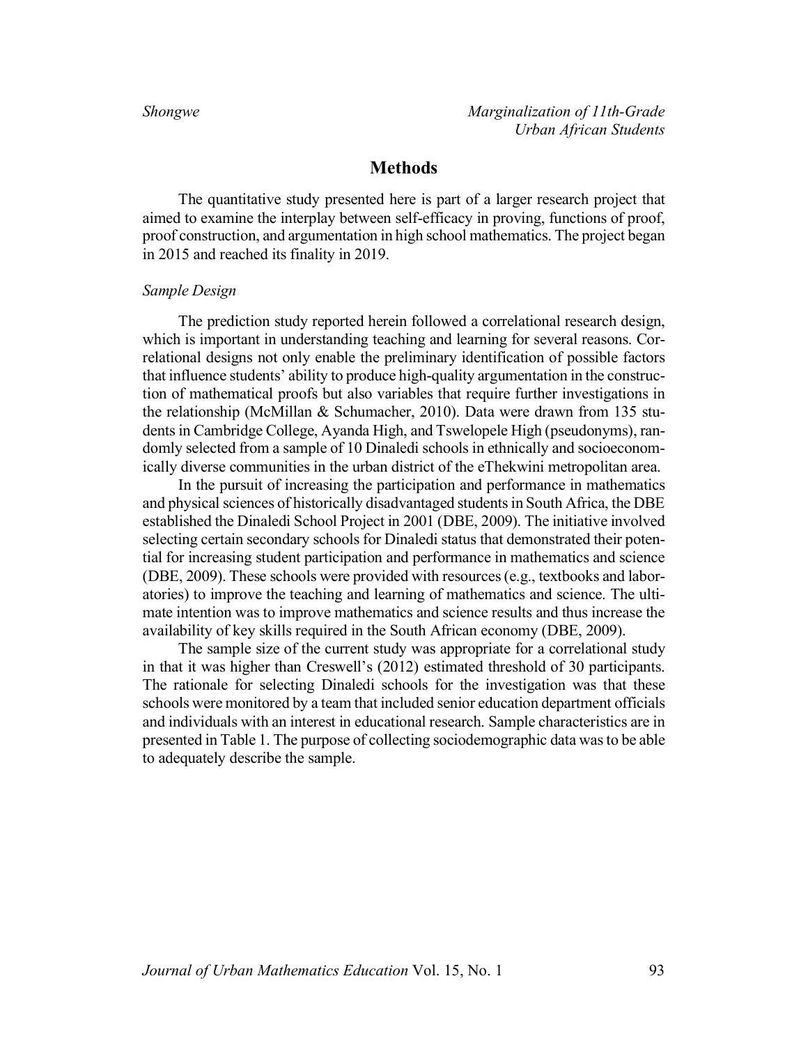## Methods

The quantitative study presented here is part of a larger research project that aimed to examine the interplay between self-efficacy in proving, functions of proof, proof construction, and argumentation in high school mathematics. The project began in 2015 and reached its finality in 2019.

### *Sample Design*

The prediction study reported herein followed a correlational research design, which is important in understanding teaching and learning for several reasons. Correlational designs not only enable the preliminary identification of possible factors that influence students' ability to produce high-quality argumentation in the construction of mathematical proofs but also variables that require further investigations in the relationship (McMillan & Schumacher, 2010). Data were drawn from 135 students in Cambridge College, Ayanda High, and Tswelopele High (pseudonyms), randomly selected from a sample of 10 Dinaledi schools in ethnically and socioeconomically diverse communities in the urban district of the eThekwini metropolitan area.

In the pursuit of increasing the participation and performance in mathematics and physical sciences of historically disadvantaged students in South Africa, the DBE established the Dinaledi School Project in 2001 (DBE, 2009). The initiative involved selecting certain secondary schools for Dinaledi status that demonstrated their potential for increasing student participation and performance in mathematics and science (DBE, 2009). These schools were provided with resources (e.g., textbooks and laboratories) to improve the teaching and learning of mathematics and science. The ultimate intention was to improve mathematics and science results and thus increase the availability of key skills required in the South African economy (DBE, 2009).

The sample size of the current study was appropriate for a correlational study in that it was higher than Creswell's (2012) estimated threshold of 30 participants. The rationale for selecting Dinaledi schools for the investigation was that these schools were monitored by a team that included senior education department officials and individuals with an interest in educational research. Sample characteristics are in presented in Table 1. The purpose of collecting sociodemographic data was to be able to adequately describe the sample.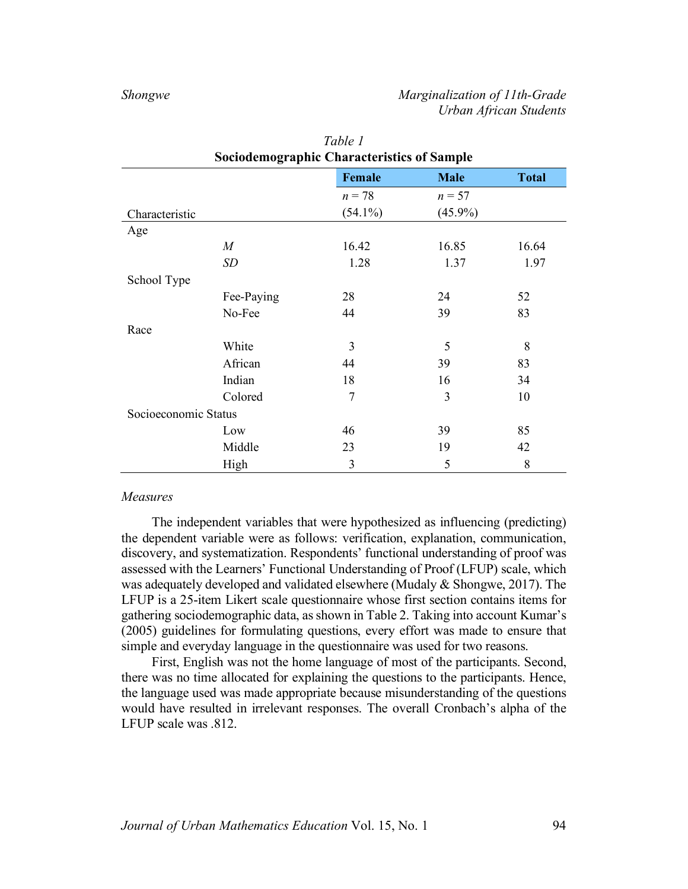Table 1

**Sociodemographic Characteristics of Sample**

| Characteristic | | **Female** $n = 78$ (54.1%) | **Male** $n = 57$ (45.9%) | **Total** |
|---|---|---|---|---|
| Age | | | | |
| | *M* | 16.42 | 16.85 | 16.64 |
| | *SD* | 1.28 | 1.37 | 1.97 |
| School Type | | | | |
| | Fee-Paying | 28 | 24 | 52 |
| | No-Fee | 44 | 39 | 83 |
| Race | | | | |
| | White | 3 | 5 | 8 |
| | African | 44 | 39 | 83 |
| | Indian | 18 | 16 | 34 |
| | Colored | 7 | 3 | 10 |
| Socioeconomic Status | | | | |
| | Low | 46 | 39 | 85 |
| | Middle | 23 | 19 | 42 |
| | High | 3 | 5 | 8 |

*Measures*

The independent variables that were hypothesized as influencing (predicting) the dependent variable were as follows: verification, explanation, communication, discovery, and systematization. Respondents' functional understanding of proof was assessed with the Learners' Functional Understanding of Proof (LFUP) scale, which was adequately developed and validated elsewhere (Mudaly & Shongwe, 2017). The LFUP is a 25-item Likert scale questionnaire whose first section contains items for gathering sociodemographic data, as shown in Table 2. Taking into account Kumar's (2005) guidelines for formulating questions, every effort was made to ensure that simple and everyday language in the questionnaire was used for two reasons.

First, English was not the home language of most of the participants. Second, there was no time allocated for explaining the questions to the participants. Hence, the language used was made appropriate because misunderstanding of the questions would have resulted in irrelevant responses. The overall Cronbach's alpha of the LFUP scale was .812.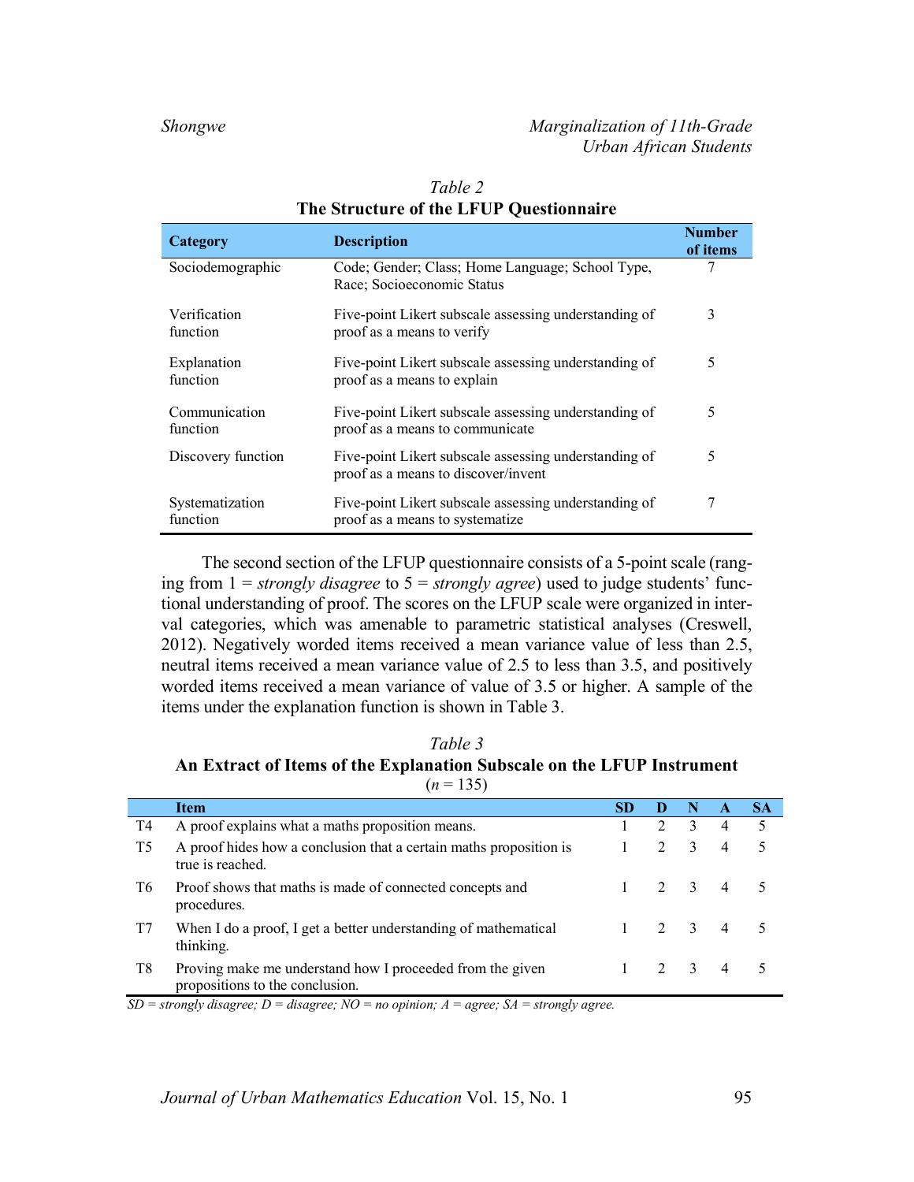*Table 2*
**The Structure of the LFUP Questionnaire**

| Category | Description | Number of items |
|---|---|---|
| Sociodemographic | Code; Gender; Class; Home Language; School Type, Race; Socioeconomic Status | 7 |
| Verification function | Five-point Likert subscale assessing understanding of proof as a means to verify | 3 |
| Explanation function | Five-point Likert subscale assessing understanding of proof as a means to explain | 5 |
| Communication function | Five-point Likert subscale assessing understanding of proof as a means to communicate | 5 |
| Discovery function | Five-point Likert subscale assessing understanding of proof as a means to discover/invent | 5 |
| Systematization function | Five-point Likert subscale assessing understanding of proof as a means to systematize | 7 |

The second section of the LFUP questionnaire consists of a 5-point scale (ranging from 1 = *strongly disagree* to 5 = *strongly agree*) used to judge students' functional understanding of proof. The scores on the LFUP scale were organized in interval categories, which was amenable to parametric statistical analyses (Creswell, 2012). Negatively worded items received a mean variance value of less than 2.5, neutral items received a mean variance value of 2.5 to less than 3.5, and positively worded items received a mean variance of value of 3.5 or higher. A sample of the items under the explanation function is shown in Table 3.

*Table 3*
**An Extract of Items of the Explanation Subscale on the LFUP Instrument**
($n$ = 135)

| | Item | SD | D | N | A | SA |
|---|---|---|---|---|---|---|
| T4 | A proof explains what a maths proposition means. | 1 | 2 | 3 | 4 | 5 |
| T5 | A proof hides how a conclusion that a certain maths proposition is true is reached. | 1 | 2 | 3 | 4 | 5 |
| T6 | Proof shows that maths is made of connected concepts and procedures. | 1 | 2 | 3 | 4 | 5 |
| T7 | When I do a proof, I get a better understanding of mathematical thinking. | 1 | 2 | 3 | 4 | 5 |
| T8 | Proving make me understand how I proceeded from the given propositions to the conclusion. | 1 | 2 | 3 | 4 | 5 |

*SD = strongly disagree; D = disagree; NO = no opinion; A = agree; SA = strongly agree.*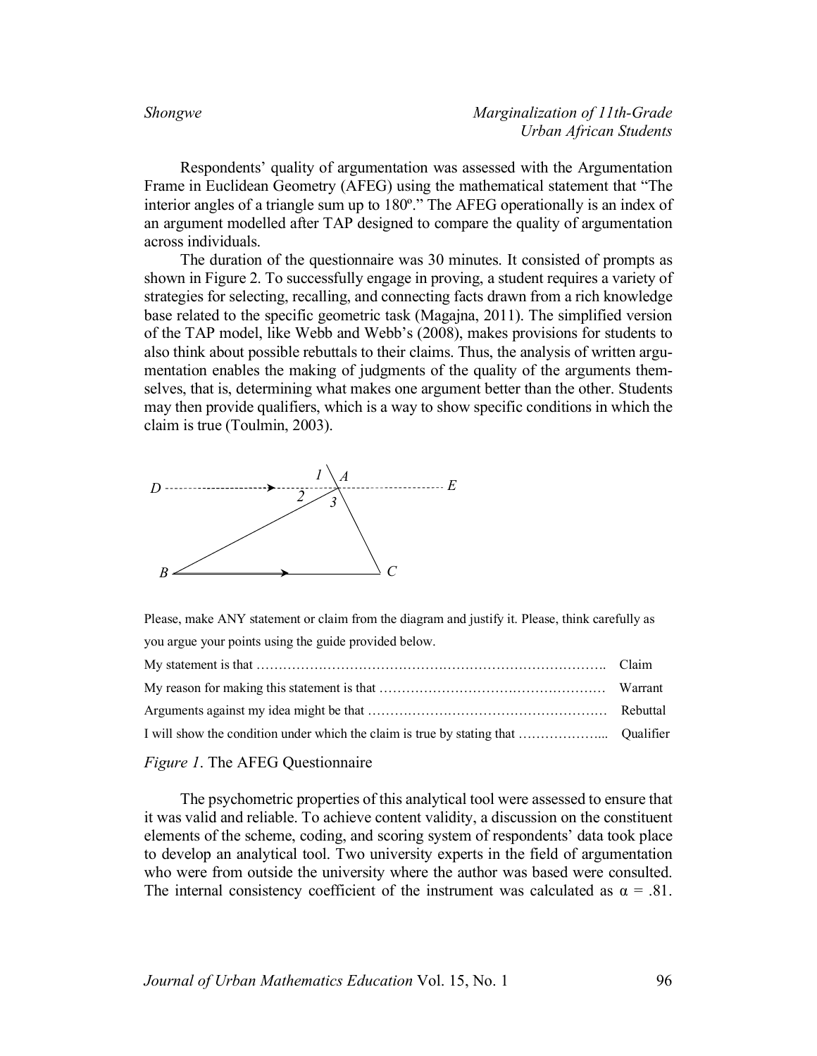Respondents' quality of argumentation was assessed with the Argumentation Frame in Euclidean Geometry (AFEG) using the mathematical statement that "The interior angles of a triangle sum up to 180º." The AFEG operationally is an index of an argument modelled after TAP designed to compare the quality of argumentation across individuals.

The duration of the questionnaire was 30 minutes. It consisted of prompts as shown in Figure 2. To successfully engage in proving, a student requires a variety of strategies for selecting, recalling, and connecting facts drawn from a rich knowledge base related to the specific geometric task (Magajna, 2011). The simplified version of the TAP model, like Webb and Webb's (2008), makes provisions for students to also think about possible rebuttals to their claims. Thus, the analysis of written argumentation enables the making of judgments of the quality of the arguments themselves, that is, determining what makes one argument better than the other. Students may then provide qualifiers, which is a way to show specific conditions in which the claim is true (Toulmin, 2003).

Please, make ANY statement or claim from the diagram and justify it. Please, think carefully as you argue your points using the guide provided below.

My statement is that ……………………………………………………………………. Claim

My reason for making this statement is that …………………………………………… Warrant

Arguments against my idea might be that ……………………………………………… Rebuttal

I will show the condition under which the claim is true by stating that ………………... Qualifier

*Figure 1*. The AFEG Questionnaire

The psychometric properties of this analytical tool were assessed to ensure that it was valid and reliable. To achieve content validity, a discussion on the constituent elements of the scheme, coding, and scoring system of respondents' data took place to develop an analytical tool. Two university experts in the field of argumentation who were from outside the university where the author was based were consulted. The internal consistency coefficient of the instrument was calculated as $\alpha = .81$.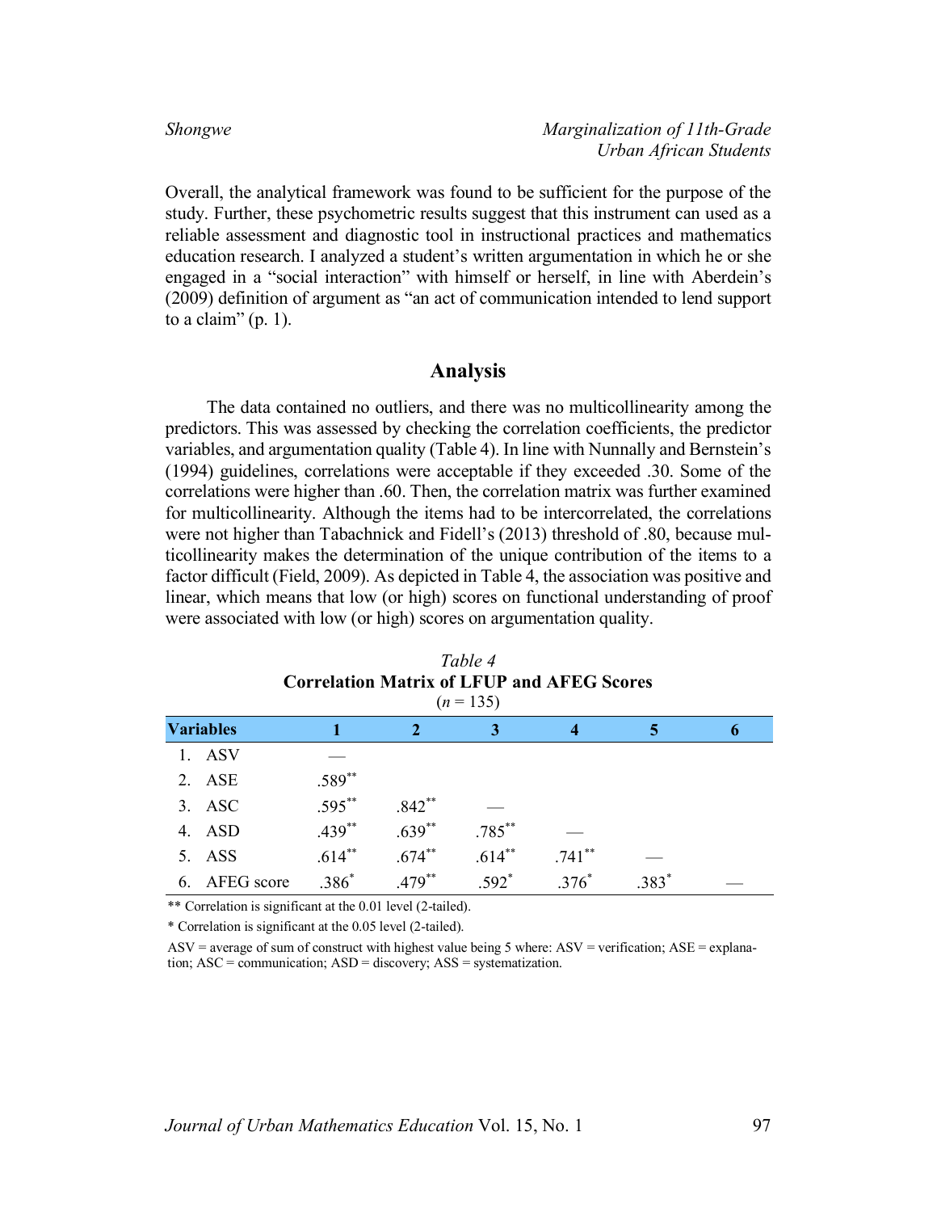Overall, the analytical framework was found to be sufficient for the purpose of the study. Further, these psychometric results suggest that this instrument can used as a reliable assessment and diagnostic tool in instructional practices and mathematics education research. I analyzed a student's written argumentation in which he or she engaged in a "social interaction" with himself or herself, in line with Aberdein's (2009) definition of argument as "an act of communication intended to lend support to a claim" (p. 1).

## Analysis

The data contained no outliers, and there was no multicollinearity among the predictors. This was assessed by checking the correlation coefficients, the predictor variables, and argumentation quality (Table 4). In line with Nunnally and Bernstein's (1994) guidelines, correlations were acceptable if they exceeded .30. Some of the correlations were higher than .60. Then, the correlation matrix was further examined for multicollinearity. Although the items had to be intercorrelated, the correlations were not higher than Tabachnick and Fidell's (2013) threshold of .80, because multicollinearity makes the determination of the unique contribution of the items to a factor difficult (Field, 2009). As depicted in Table 4, the association was positive and linear, which means that low (or high) scores on functional understanding of proof were associated with low (or high) scores on argumentation quality.

*Table 4*
**Correlation Matrix of LFUP and AFEG Scores**
($n$ = 135)

| Variables | 1 | 2 | 3 | 4 | 5 | 6 |
|---|---|---|---|---|---|---|
| 1. ASV | — | | | | | |
| 2. ASE | .589** | | | | | |
| 3. ASC | .595** | .842** | — | | | |
| 4. ASD | .439** | .639** | .785** | — | | |
| 5. ASS | .614** | .674** | .614** | .741** | — | |
| 6. AFEG score | .386* | .479** | .592* | .376* | .383* | — |

** Correlation is significant at the 0.01 level (2-tailed).

* Correlation is significant at the 0.05 level (2-tailed).

ASV = average of sum of construct with highest value being 5 where: ASV = verification; ASE = explanation; ASC = communication; ASD = discovery; ASS = systematization.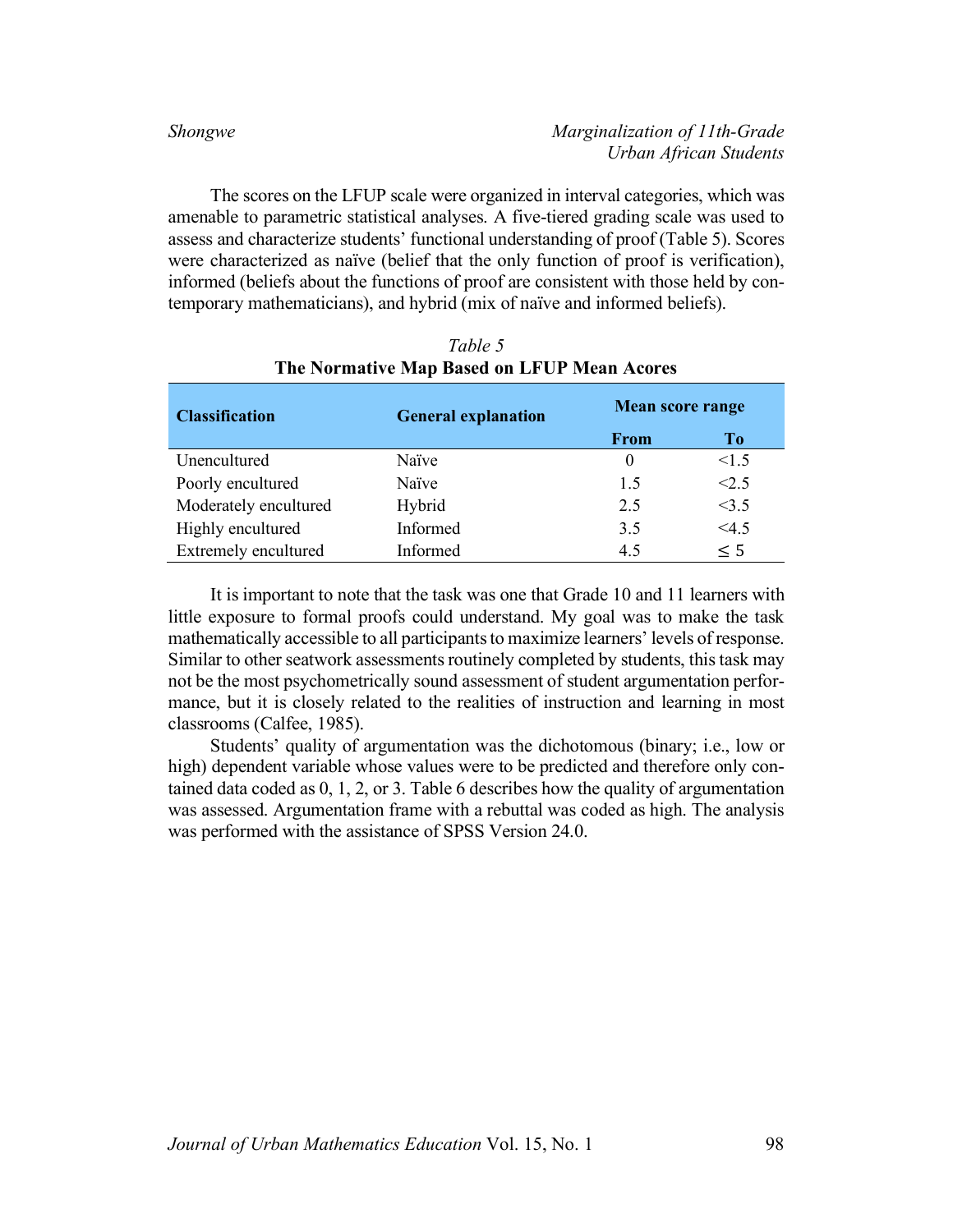The scores on the LFUP scale were organized in interval categories, which was amenable to parametric statistical analyses. A five-tiered grading scale was used to assess and characterize students' functional understanding of proof (Table 5). Scores were characterized as naïve (belief that the only function of proof is verification), informed (beliefs about the functions of proof are consistent with those held by contemporary mathematicians), and hybrid (mix of naïve and informed beliefs).

*Table 5*
**The Normative Map Based on LFUP Mean Acores**

| Classification | General explanation | Mean score range | |
|---|---|---|---|
| | | From | To |
| Uncultured | Naïve | 0 | <1.5 |
| Poorly encultured | Naïve | 1.5 | <2.5 |
| Moderately encultured | Hybrid | 2.5 | <3.5 |
| Highly encultured | Informed | 3.5 | <4.5 |
| Extremely encultured | Informed | 4.5 | ≤ 5 |

It is important to note that the task was one that Grade 10 and 11 learners with little exposure to formal proofs could understand. My goal was to make the task mathematically accessible to all participants to maximize learners' levels of response. Similar to other seatwork assessments routinely completed by students, this task may not be the most psychometrically sound assessment of student argumentation performance, but it is closely related to the realities of instruction and learning in most classrooms (Calfee, 1985).

Students' quality of argumentation was the dichotomous (binary; i.e., low or high) dependent variable whose values were to be predicted and therefore only contained data coded as 0, 1, 2, or 3. Table 6 describes how the quality of argumentation was assessed. Argumentation frame with a rebuttal was coded as high. The analysis was performed with the assistance of SPSS Version 24.0.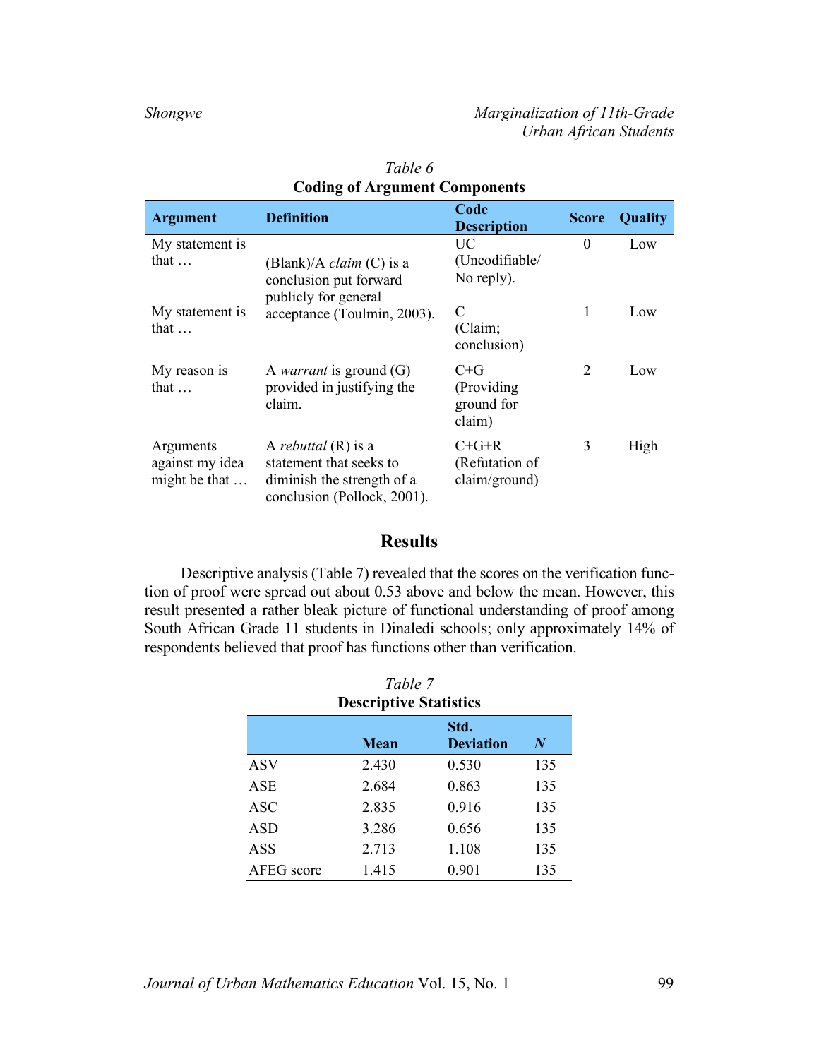*Table 6*
**Coding of Argument Components**

| Argument | Definition | Code Description | Score | Quality |
|---|---|---|---|---|
| My statement is that … | (Blank)/A *claim* (C) is a conclusion put forward publicly for general acceptance (Toulmin, 2003). | UC (Uncodifiable/ No reply). | 0 | Low |
| My statement is that … | | C (Claim; conclusion) | 1 | Low |
| My reason is that … | A *warrant* is ground (G) provided in justifying the claim. | C+G (Providing ground for claim) | 2 | Low |
| Arguments against my idea might be that … | A *rebuttal* (R) is a statement that seeks to diminish the strength of a conclusion (Pollock, 2001). | C+G+R (Refutation of claim/ground) | 3 | High |

## Results

Descriptive analysis (Table 7) revealed that the scores on the verification function of proof were spread out about 0.53 above and below the mean. However, this result presented a rather bleak picture of functional understanding of proof among South African Grade 11 students in Dinaledi schools; only approximately 14% of respondents believed that proof has functions other than verification.

*Table 7*
**Descriptive Statistics**

| | Mean | Std. Deviation | *N* |
|---|---|---|---|
| ASV | 2.430 | 0.530 | 135 |
| ASE | 2.684 | 0.863 | 135 |
| ASC | 2.835 | 0.916 | 135 |
| ASD | 3.286 | 0.656 | 135 |
| ASS | 2.713 | 1.108 | 135 |
| AFEG score | 1.415 | 0.901 | 135 |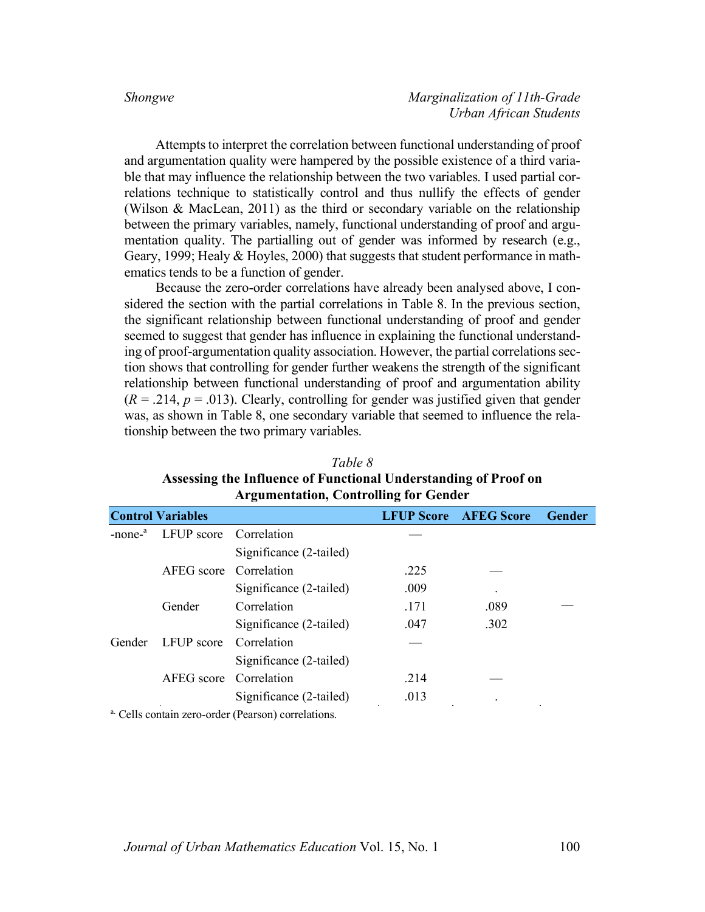Attempts to interpret the correlation between functional understanding of proof and argumentation quality were hampered by the possible existence of a third variable that may influence the relationship between the two variables. I used partial correlations technique to statistically control and thus nullify the effects of gender (Wilson & MacLean, 2011) as the third or secondary variable on the relationship between the primary variables, namely, functional understanding of proof and argumentation quality. The partialling out of gender was informed by research (e.g., Geary, 1999; Healy & Hoyles, 2000) that suggests that student performance in mathematics tends to be a function of gender.

Because the zero-order correlations have already been analysed above, I considered the section with the partial correlations in Table 8. In the previous section, the significant relationship between functional understanding of proof and gender seemed to suggest that gender has influence in explaining the functional understanding of proof-argumentation quality association. However, the partial correlations section shows that controlling for gender further weakens the strength of the significant relationship between functional understanding of proof and argumentation ability ($R = .214$, $p = .013$). Clearly, controlling for gender was justified given that gender was, as shown in Table 8, one secondary variable that seemed to influence the relationship between the two primary variables.

*Table 8*

**Assessing the Influence of Functional Understanding of Proof on Argumentation, Controlling for Gender**

| Control Variables | | | LFUP Score | AFEG Score | Gender |
|---|---|---|---|---|---|
| -none-[a] | LFUP score | Correlation | — | | |
| | | Significance (2-tailed) | | | |
| | AFEG score | Correlation | .225 | — | |
| | | Significance (2-tailed) | .009 | . | |
| | Gender | Correlation | .171 | .089 | — |
| | | Significance (2-tailed) | .047 | .302 | |
| Gender | LFUP score | Correlation | — | | |
| | | Significance (2-tailed) | | | |
| | AFEG score | Correlation | .214 | — | |
| | | Significance (2-tailed) | .013 | . | |

[a] Cells contain zero-order (Pearson) correlations.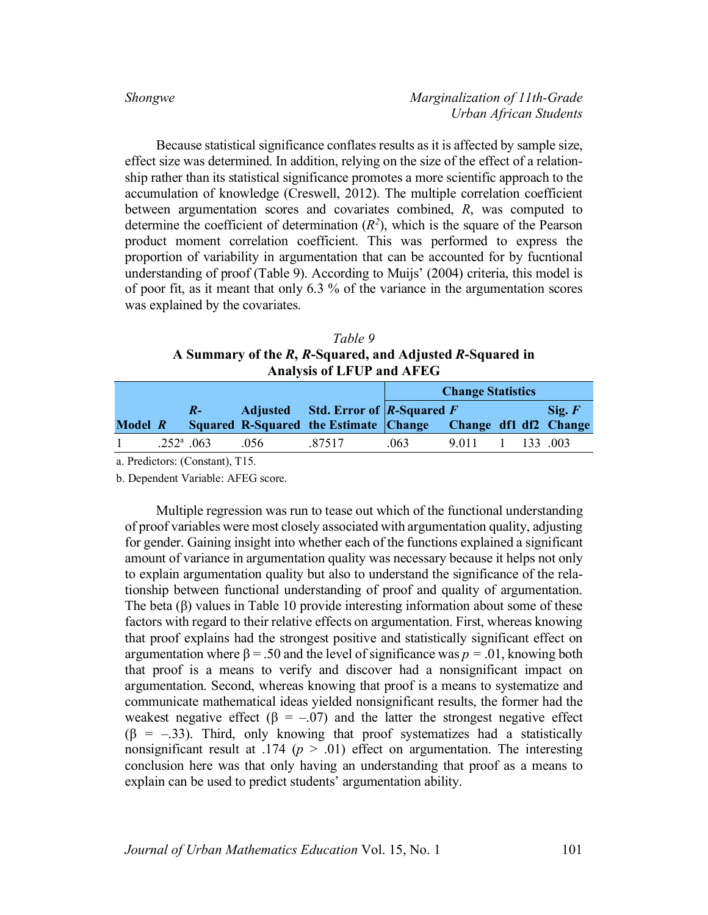Because statistical significance conflates results as it is affected by sample size, effect size was determined. In addition, relying on the size of the effect of a relationship rather than its statistical significance promotes a more scientific approach to the accumulation of knowledge (Creswell, 2012). The multiple correlation coefficient between argumentation scores and covariates combined, *R*, was computed to determine the coefficient of determination ($R^2$), which is the square of the Pearson product moment correlation coefficient. This was performed to express the proportion of variability in argumentation that can be accounted for by fucntional understanding of proof (Table 9). According to Muijs' (2004) criteria, this model is of poor fit, as it meant that only 6.3 % of the variance in the argumentation scores was explained by the covariates.

*Table 9*

**A Summary of the *R*, *R*-Squared, and Adjusted *R*-Squared in Analysis of LFUP and AFEG**

| | | | | | Change Statistics | | | | |
|---|---|---|---|---|---|---|---|---|---|
| **Model** | ***R*** | ***R*-Squared** | **Adjusted R-Squared** | **Std. Error of the Estimate** | ***R*-Squared Change** | ***F* Change** | **df1** | **df2** | **Sig. *F* Change** |
| 1 | .252[a] | .063 | .056 | .87517 | .063 | 9.011 | 1 | 133 | .003 |

a. Predictors: (Constant), T15.

b. Dependent Variable: AFEG score.

Multiple regression was run to tease out which of the functional understanding of proof variables were most closely associated with argumentation quality, adjusting for gender. Gaining insight into whether each of the functions explained a significant amount of variance in argumentation quality was necessary because it helps not only to explain argumentation quality but also to understand the significance of the relationship between functional understanding of proof and quality of argumentation. The beta (β) values in Table 10 provide interesting information about some of these factors with regard to their relative effects on argumentation. First, whereas knowing that proof explains had the strongest positive and statistically significant effect on argumentation where $\beta = .50$ and the level of significance was $p = .01$, knowing both that proof is a means to verify and discover had a nonsignificant impact on argumentation. Second, whereas knowing that proof is a means to systematize and communicate mathematical ideas yielded nonsignificant results, the former had the weakest negative effect ($\beta = -.07$) and the latter the strongest negative effect ($\beta = -.33$). Third, only knowing that proof systematizes had a statistically nonsignificant result at .174 ($p > .01$) effect on argumentation. The interesting conclusion here was that only having an understanding that proof as a means to explain can be used to predict students' argumentation ability.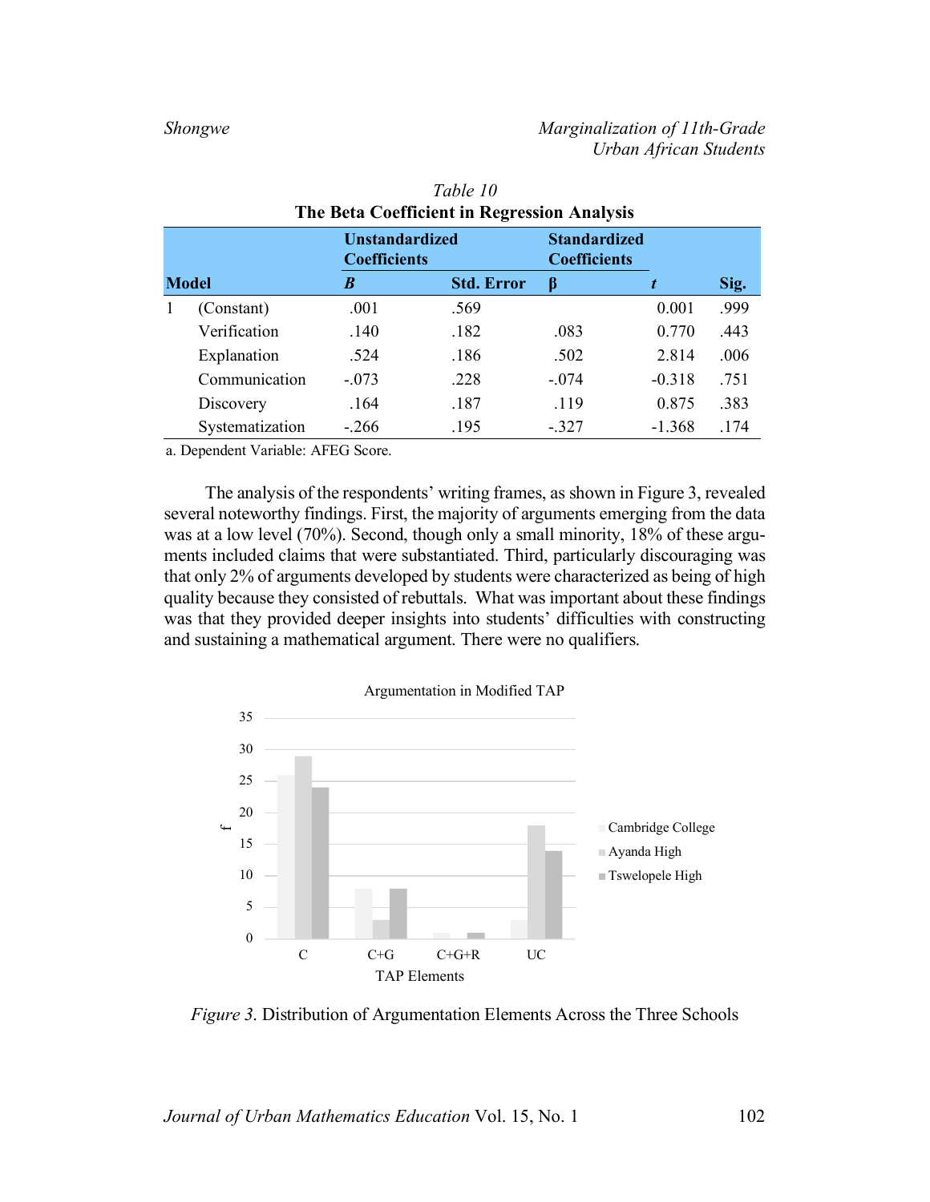*Table 10*

**The Beta Coefficient in Regression Analysis**

| Model | | Unstandardized Coefficients | | Standardized Coefficients | | |
|---|---|---|---|---|---|---|
| | | *B* | Std. Error | β | *t* | Sig. |
| 1 | (Constant) | .001 | .569 | | 0.001 | .999 |
| | Verification | .140 | .182 | .083 | 0.770 | .443 |
| | Explanation | .524 | .186 | .502 | 2.814 | .006 |
| | Communication | -.073 | .228 | -.074 | -0.318 | .751 |
| | Discovery | .164 | .187 | .119 | 0.875 | .383 |
| | Systematization | -.266 | .195 | -.327 | -1.368 | .174 |

a. Dependent Variable: AFEG Score.

The analysis of the respondents' writing frames, as shown in Figure 3, revealed several noteworthy findings. First, the majority of arguments emerging from the data was at a low level (70%). Second, though only a small minority, 18% of these arguments included claims that were substantiated. Third, particularly discouraging was that only 2% of arguments developed by students were characterized as being of high quality because they consisted of rebuttals. What was important about these findings was that they provided deeper insights into students' difficulties with constructing and sustaining a mathematical argument. There were no qualifiers.

*Figure 3*. Distribution of Argumentation Elements Across the Three Schools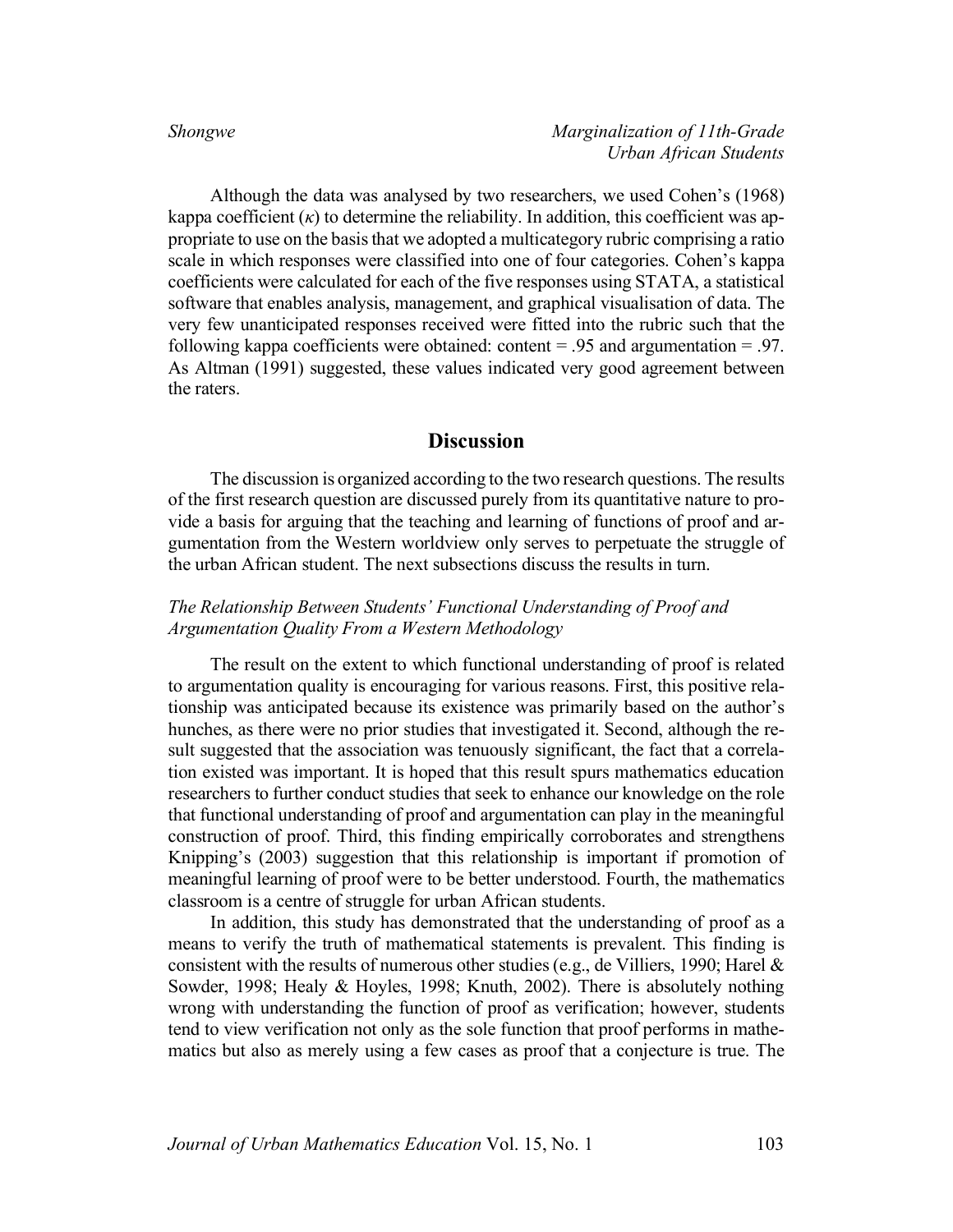Although the data was analysed by two researchers, we used Cohen's (1968) kappa coefficient ($\kappa$) to determine the reliability. In addition, this coefficient was appropriate to use on the basis that we adopted a multicategory rubric comprising a ratio scale in which responses were classified into one of four categories. Cohen's kappa coefficients were calculated for each of the five responses using STATA, a statistical software that enables analysis, management, and graphical visualisation of data. The very few unanticipated responses received were fitted into the rubric such that the following kappa coefficients were obtained: content = .95 and argumentation = .97. As Altman (1991) suggested, these values indicated very good agreement between the raters.

## Discussion

The discussion is organized according to the two research questions. The results of the first research question are discussed purely from its quantitative nature to provide a basis for arguing that the teaching and learning of functions of proof and argumentation from the Western worldview only serves to perpetuate the struggle of the urban African student. The next subsections discuss the results in turn.

### *The Relationship Between Students' Functional Understanding of Proof and Argumentation Quality From a Western Methodology*

The result on the extent to which functional understanding of proof is related to argumentation quality is encouraging for various reasons. First, this positive relationship was anticipated because its existence was primarily based on the author's hunches, as there were no prior studies that investigated it. Second, although the result suggested that the association was tenuously significant, the fact that a correlation existed was important. It is hoped that this result spurs mathematics education researchers to further conduct studies that seek to enhance our knowledge on the role that functional understanding of proof and argumentation can play in the meaningful construction of proof. Third, this finding empirically corroborates and strengthens Knipping's (2003) suggestion that this relationship is important if promotion of meaningful learning of proof were to be better understood. Fourth, the mathematics classroom is a centre of struggle for urban African students.

In addition, this study has demonstrated that the understanding of proof as a means to verify the truth of mathematical statements is prevalent. This finding is consistent with the results of numerous other studies (e.g., de Villiers, 1990; Harel & Sowder, 1998; Healy & Hoyles, 1998; Knuth, 2002). There is absolutely nothing wrong with understanding the function of proof as verification; however, students tend to view verification not only as the sole function that proof performs in mathematics but also as merely using a few cases as proof that a conjecture is true. The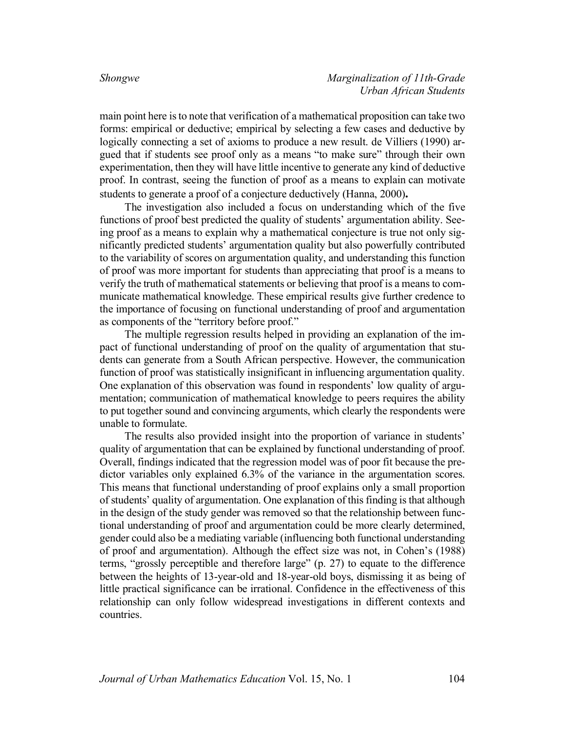main point here is to note that verification of a mathematical proposition can take two forms: empirical or deductive; empirical by selecting a few cases and deductive by logically connecting a set of axioms to produce a new result. de Villiers (1990) argued that if students see proof only as a means "to make sure" through their own experimentation, then they will have little incentive to generate any kind of deductive proof. In contrast, seeing the function of proof as a means to explain can motivate students to generate a proof of a conjecture deductively (Hanna, 2000).

The investigation also included a focus on understanding which of the five functions of proof best predicted the quality of students' argumentation ability. Seeing proof as a means to explain why a mathematical conjecture is true not only significantly predicted students' argumentation quality but also powerfully contributed to the variability of scores on argumentation quality, and understanding this function of proof was more important for students than appreciating that proof is a means to verify the truth of mathematical statements or believing that proof is a means to communicate mathematical knowledge. These empirical results give further credence to the importance of focusing on functional understanding of proof and argumentation as components of the "territory before proof."

The multiple regression results helped in providing an explanation of the impact of functional understanding of proof on the quality of argumentation that students can generate from a South African perspective. However, the communication function of proof was statistically insignificant in influencing argumentation quality. One explanation of this observation was found in respondents' low quality of argumentation; communication of mathematical knowledge to peers requires the ability to put together sound and convincing arguments, which clearly the respondents were unable to formulate.

The results also provided insight into the proportion of variance in students' quality of argumentation that can be explained by functional understanding of proof. Overall, findings indicated that the regression model was of poor fit because the predictor variables only explained 6.3% of the variance in the argumentation scores. This means that functional understanding of proof explains only a small proportion of students' quality of argumentation. One explanation of this finding is that although in the design of the study gender was removed so that the relationship between functional understanding of proof and argumentation could be more clearly determined, gender could also be a mediating variable (influencing both functional understanding of proof and argumentation). Although the effect size was not, in Cohen's (1988) terms, "grossly perceptible and therefore large" (p. 27) to equate to the difference between the heights of 13-year-old and 18-year-old boys, dismissing it as being of little practical significance can be irrational. Confidence in the effectiveness of this relationship can only follow widespread investigations in different contexts and countries.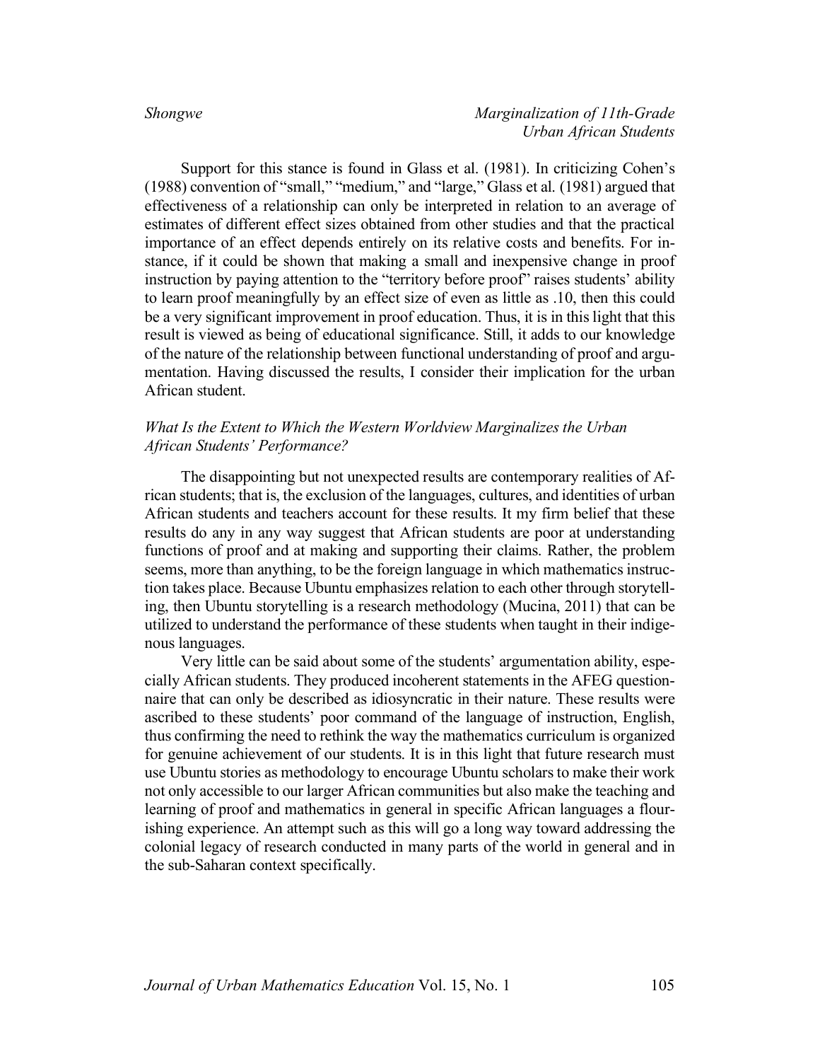Support for this stance is found in Glass et al. (1981). In criticizing Cohen's (1988) convention of "small," "medium," and "large," Glass et al. (1981) argued that effectiveness of a relationship can only be interpreted in relation to an average of estimates of different effect sizes obtained from other studies and that the practical importance of an effect depends entirely on its relative costs and benefits. For instance, if it could be shown that making a small and inexpensive change in proof instruction by paying attention to the "territory before proof" raises students' ability to learn proof meaningfully by an effect size of even as little as .10, then this could be a very significant improvement in proof education. Thus, it is in this light that this result is viewed as being of educational significance. Still, it adds to our knowledge of the nature of the relationship between functional understanding of proof and argumentation. Having discussed the results, I consider their implication for the urban African student.

### *What Is the Extent to Which the Western Worldview Marginalizes the Urban African Students' Performance?*

The disappointing but not unexpected results are contemporary realities of African students; that is, the exclusion of the languages, cultures, and identities of urban African students and teachers account for these results. It my firm belief that these results do any in any way suggest that African students are poor at understanding functions of proof and at making and supporting their claims. Rather, the problem seems, more than anything, to be the foreign language in which mathematics instruction takes place. Because Ubuntu emphasizes relation to each other through storytelling, then Ubuntu storytelling is a research methodology (Mucina, 2011) that can be utilized to understand the performance of these students when taught in their indigenous languages.

Very little can be said about some of the students' argumentation ability, especially African students. They produced incoherent statements in the AFEG questionnaire that can only be described as idiosyncratic in their nature. These results were ascribed to these students' poor command of the language of instruction, English, thus confirming the need to rethink the way the mathematics curriculum is organized for genuine achievement of our students. It is in this light that future research must use Ubuntu stories as methodology to encourage Ubuntu scholars to make their work not only accessible to our larger African communities but also make the teaching and learning of proof and mathematics in general in specific African languages a flourishing experience. An attempt such as this will go a long way toward addressing the colonial legacy of research conducted in many parts of the world in general and in the sub-Saharan context specifically.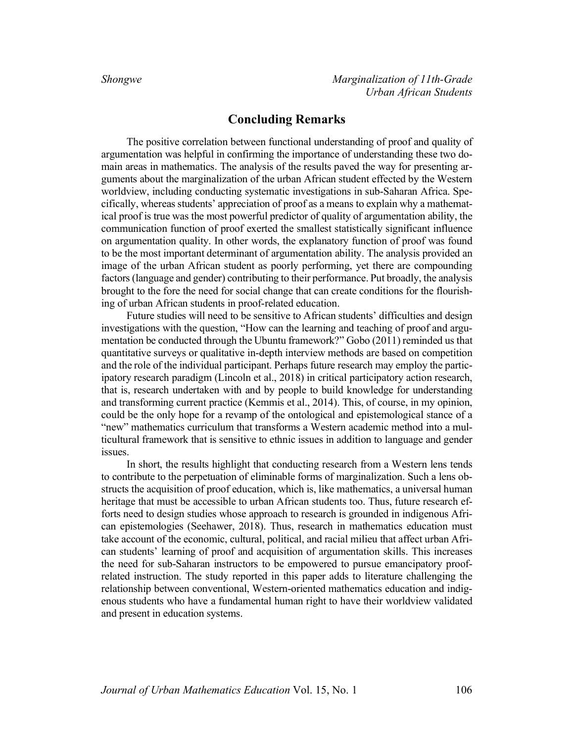## Concluding Remarks

The positive correlation between functional understanding of proof and quality of argumentation was helpful in confirming the importance of understanding these two domain areas in mathematics. The analysis of the results paved the way for presenting arguments about the marginalization of the urban African student effected by the Western worldview, including conducting systematic investigations in sub-Saharan Africa. Specifically, whereas students' appreciation of proof as a means to explain why a mathematical proof is true was the most powerful predictor of quality of argumentation ability, the communication function of proof exerted the smallest statistically significant influence on argumentation quality. In other words, the explanatory function of proof was found to be the most important determinant of argumentation ability. The analysis provided an image of the urban African student as poorly performing, yet there are compounding factors (language and gender) contributing to their performance. Put broadly, the analysis brought to the fore the need for social change that can create conditions for the flourishing of urban African students in proof-related education.

Future studies will need to be sensitive to African students' difficulties and design investigations with the question, "How can the learning and teaching of proof and argumentation be conducted through the Ubuntu framework?" Gobo (2011) reminded us that quantitative surveys or qualitative in-depth interview methods are based on competition and the role of the individual participant. Perhaps future research may employ the participatory research paradigm (Lincoln et al., 2018) in critical participatory action research, that is, research undertaken with and by people to build knowledge for understanding and transforming current practice (Kemmis et al., 2014). This, of course, in my opinion, could be the only hope for a revamp of the ontological and epistemological stance of a "new" mathematics curriculum that transforms a Western academic method into a multicultural framework that is sensitive to ethnic issues in addition to language and gender issues.

In short, the results highlight that conducting research from a Western lens tends to contribute to the perpetuation of eliminable forms of marginalization. Such a lens obstructs the acquisition of proof education, which is, like mathematics, a universal human heritage that must be accessible to urban African students too. Thus, future research efforts need to design studies whose approach to research is grounded in indigenous African epistemologies (Seehawer, 2018). Thus, research in mathematics education must take account of the economic, cultural, political, and racial milieu that affect urban African students' learning of proof and acquisition of argumentation skills. This increases the need for sub-Saharan instructors to be empowered to pursue emancipatory proof-related instruction. The study reported in this paper adds to literature challenging the relationship between conventional, Western-oriented mathematics education and indigenous students who have a fundamental human right to have their worldview validated and present in education systems.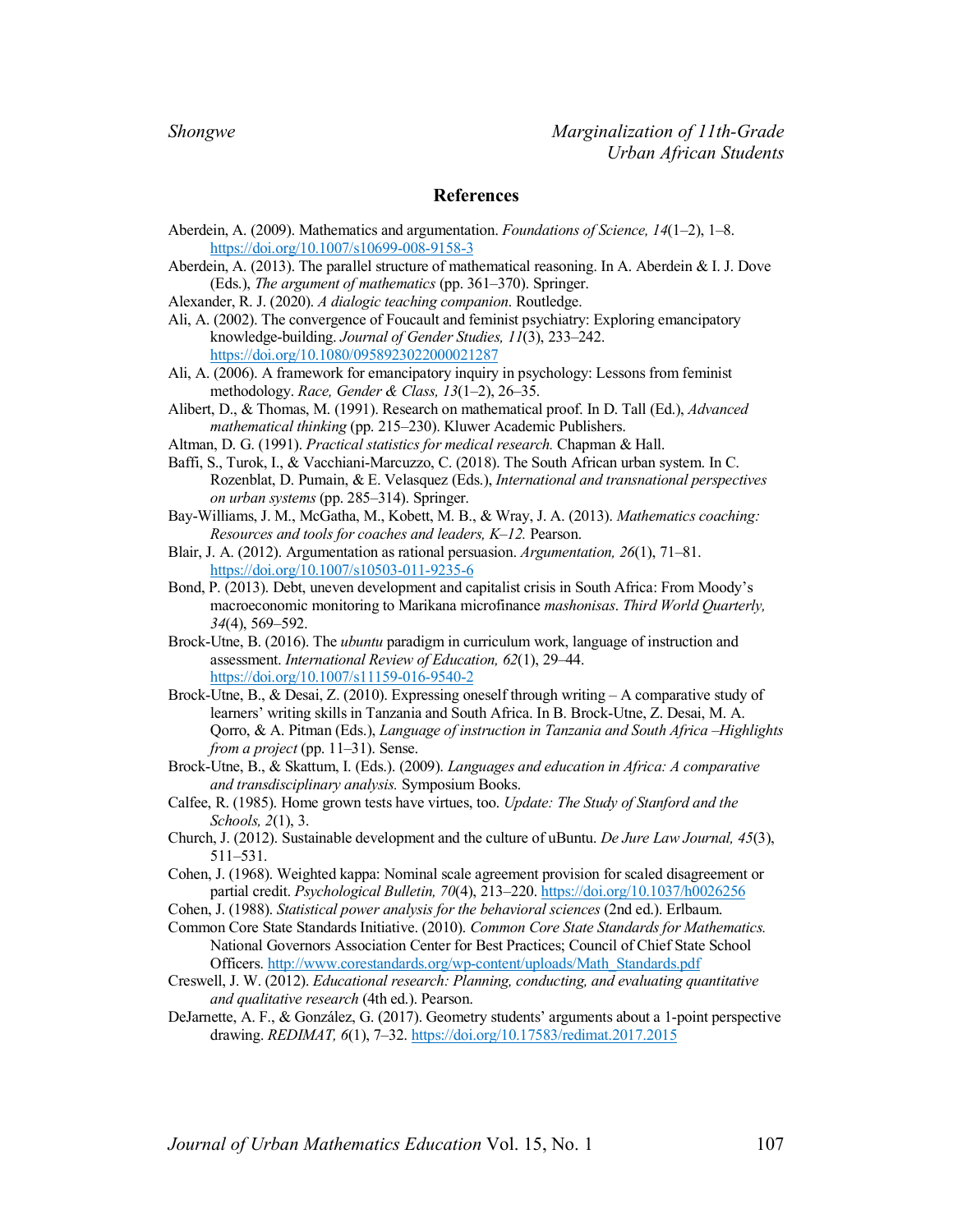## References

Aberdein, A. (2009). Mathematics and argumentation. *Foundations of Science, 14*(1–2), 1–8. https://doi.org/10.1007/s10699-008-9158-3

Aberdein, A. (2013). The parallel structure of mathematical reasoning. In A. Aberdein & I. J. Dove (Eds.), *The argument of mathematics* (pp. 361–370). Springer.

Alexander, R. J. (2020). *A dialogic teaching companion*. Routledge.

Ali, A. (2002). The convergence of Foucault and feminist psychiatry: Exploring emancipatory knowledge-building. *Journal of Gender Studies, 11*(3), 233–242. https://doi.org/10.1080/0958923022000021287

Ali, A. (2006). A framework for emancipatory inquiry in psychology: Lessons from feminist methodology. *Race, Gender & Class, 13*(1–2), 26–35.

Alibert, D., & Thomas, M. (1991). Research on mathematical proof. In D. Tall (Ed.), *Advanced mathematical thinking* (pp. 215–230). Kluwer Academic Publishers.

Altman, D. G. (1991). *Practical statistics for medical research.* Chapman & Hall.

Baffi, S., Turok, I., & Vacchiani-Marcuzzo, C. (2018). The South African urban system. In C. Rozenblat, D. Pumain, & E. Velasquez (Eds.), *International and transnational perspectives on urban systems* (pp. 285–314). Springer.

Bay-Williams, J. M., McGatha, M., Kobett, M. B., & Wray, J. A. (2013). *Mathematics coaching: Resources and tools for coaches and leaders, K–12.* Pearson.

Blair, J. A. (2012). Argumentation as rational persuasion. *Argumentation, 26*(1), 71–81. https://doi.org/10.1007/s10503-011-9235-6

Bond, P. (2013). Debt, uneven development and capitalist crisis in South Africa: From Moody's macroeconomic monitoring to Marikana microfinance *mashonisas*. *Third World Quarterly, 34*(4), 569–592.

Brock-Utne, B. (2016). The *ubuntu* paradigm in curriculum work, language of instruction and assessment. *International Review of Education, 62*(1), 29–44. https://doi.org/10.1007/s11159-016-9540-2

Brock-Utne, B., & Desai, Z. (2010). Expressing oneself through writing – A comparative study of learners' writing skills in Tanzania and South Africa. In B. Brock-Utne, Z. Desai, M. A. Qorro, & A. Pitman (Eds.), *Language of instruction in Tanzania and South Africa –Highlights from a project* (pp. 11–31). Sense.

Brock-Utne, B., & Skattum, I. (Eds.). (2009). *Languages and education in Africa: A comparative and transdisciplinary analysis.* Symposium Books.

Calfee, R. (1985). Home grown tests have virtues, too. *Update: The Study of Stanford and the Schools, 2*(1), 3.

Church, J. (2012). Sustainable development and the culture of uBuntu. *De Jure Law Journal, 45*(3), 511–531.

Cohen, J. (1968). Weighted kappa: Nominal scale agreement provision for scaled disagreement or partial credit. *Psychological Bulletin, 70*(4), 213–220. https://doi.org/10.1037/h0026256

Cohen, J. (1988). *Statistical power analysis for the behavioral sciences* (2nd ed.). Erlbaum.

Common Core State Standards Initiative. (2010). *Common Core State Standards for Mathematics.* National Governors Association Center for Best Practices; Council of Chief State School Officers. http://www.corestandards.org/wp-content/uploads/Math_Standards.pdf

Creswell, J. W. (2012). *Educational research: Planning, conducting, and evaluating quantitative and qualitative research* (4th ed.). Pearson.

DeJarnette, A. F., & González, G. (2017). Geometry students' arguments about a 1-point perspective drawing. *REDIMAT, 6*(1), 7–32. https://doi.org/10.17583/redimat.2017.2015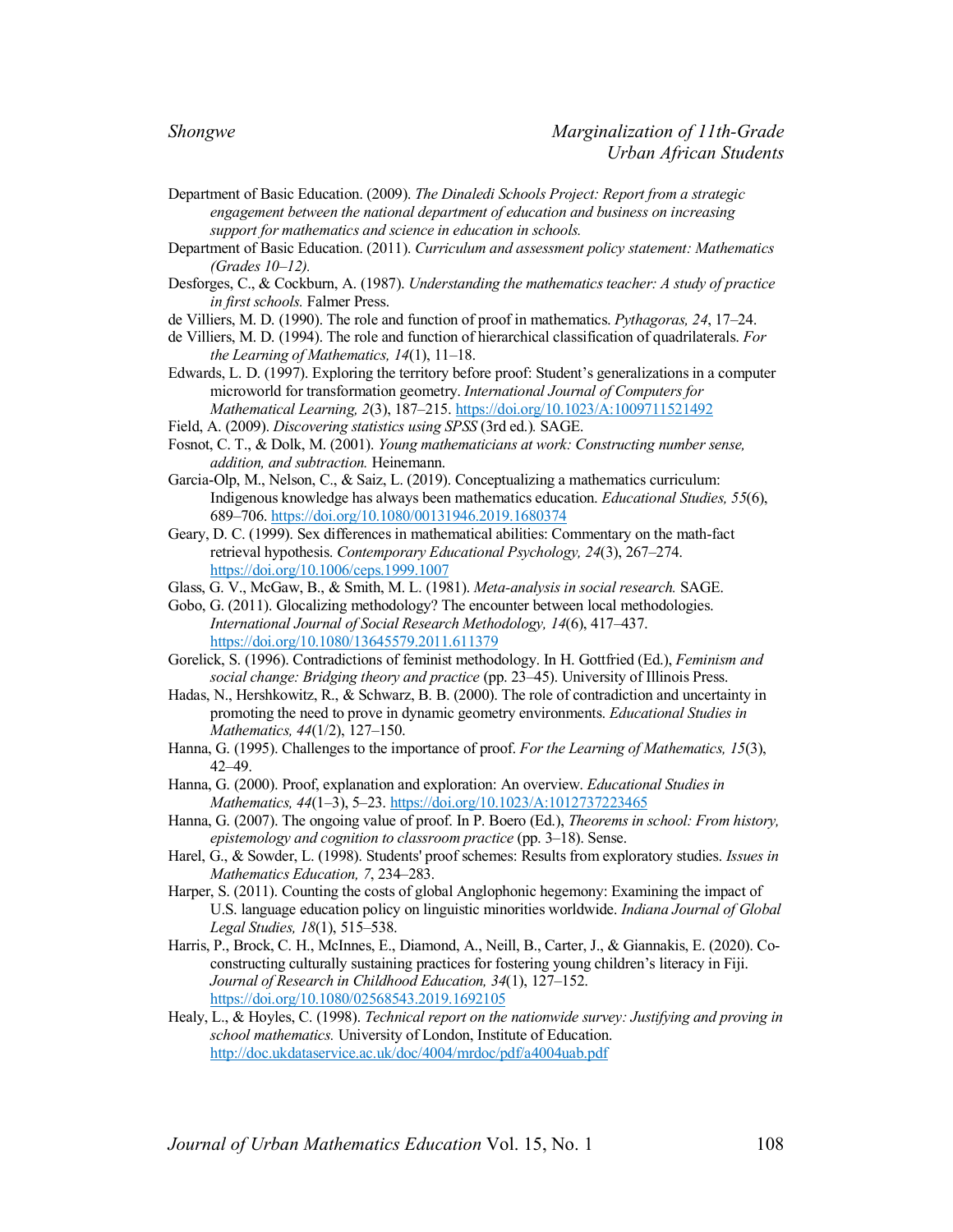Department of Basic Education. (2009). *The Dinaledi Schools Project: Report from a strategic engagement between the national department of education and business on increasing support for mathematics and science in education in schools.*

Department of Basic Education. (2011). *Curriculum and assessment policy statement: Mathematics (Grades 10–12).*

Desforges, C., & Cockburn, A. (1987). *Understanding the mathematics teacher: A study of practice in first schools.* Falmer Press.

de Villiers, M. D. (1990). The role and function of proof in mathematics. *Pythagoras, 24*, 17–24.

de Villiers, M. D. (1994). The role and function of hierarchical classification of quadrilaterals. *For the Learning of Mathematics, 14*(1), 11–18.

Edwards, L. D. (1997). Exploring the territory before proof: Student's generalizations in a computer microworld for transformation geometry. *International Journal of Computers for Mathematical Learning, 2*(3), 187–215. https://doi.org/10.1023/A:1009711521492

Field, A. (2009). *Discovering statistics using SPSS* (3rd ed.)*.* SAGE.

Fosnot, C. T., & Dolk, M. (2001). *Young mathematicians at work: Constructing number sense, addition, and subtraction.* Heinemann.

Garcia-Olp, M., Nelson, C., & Saiz, L. (2019). Conceptualizing a mathematics curriculum: Indigenous knowledge has always been mathematics education. *Educational Studies, 55*(6), 689–706. https://doi.org/10.1080/00131946.2019.1680374

Geary, D. C. (1999). Sex differences in mathematical abilities: Commentary on the math-fact retrieval hypothesis. *Contemporary Educational Psychology, 24*(3), 267–274. https://doi.org/10.1006/ceps.1999.1007

Glass, G. V., McGaw, B., & Smith, M. L. (1981). *Meta-analysis in social research.* SAGE.

Gobo, G. (2011). Glocalizing methodology? The encounter between local methodologies. *International Journal of Social Research Methodology, 14*(6), 417–437. https://doi.org/10.1080/13645579.2011.611379

Gorelick, S. (1996). Contradictions of feminist methodology. In H. Gottfried (Ed.), *Feminism and social change: Bridging theory and practice* (pp. 23–45). University of Illinois Press.

Hadas, N., Hershkowitz, R., & Schwarz, B. B. (2000). The role of contradiction and uncertainty in promoting the need to prove in dynamic geometry environments. *Educational Studies in Mathematics, 44*(1/2), 127–150.

Hanna, G. (1995). Challenges to the importance of proof. *For the Learning of Mathematics, 15*(3), 42–49.

Hanna, G. (2000). Proof, explanation and exploration: An overview. *Educational Studies in Mathematics, 44*(1–3), 5–23. https://doi.org/10.1023/A:1012737223465

Hanna, G. (2007). The ongoing value of proof. In P. Boero (Ed.), *Theorems in school: From history, epistemology and cognition to classroom practice* (pp. 3–18). Sense.

Harel, G., & Sowder, L. (1998). Students' proof schemes: Results from exploratory studies. *Issues in Mathematics Education, 7*, 234–283.

Harper, S. (2011). Counting the costs of global Anglophonic hegemony: Examining the impact of U.S. language education policy on linguistic minorities worldwide. *Indiana Journal of Global Legal Studies, 18*(1), 515–538.

Harris, P., Brock, C. H., McInnes, E., Diamond, A., Neill, B., Carter, J., & Giannakis, E. (2020). Co-constructing culturally sustaining practices for fostering young children's literacy in Fiji. *Journal of Research in Childhood Education, 34*(1), 127–152. https://doi.org/10.1080/02568543.2019.1692105

Healy, L., & Hoyles, C. (1998). *Technical report on the nationwide survey: Justifying and proving in school mathematics.* University of London, Institute of Education. http://doc.ukdataservice.ac.uk/doc/4004/mrdoc/pdf/a4004uab.pdf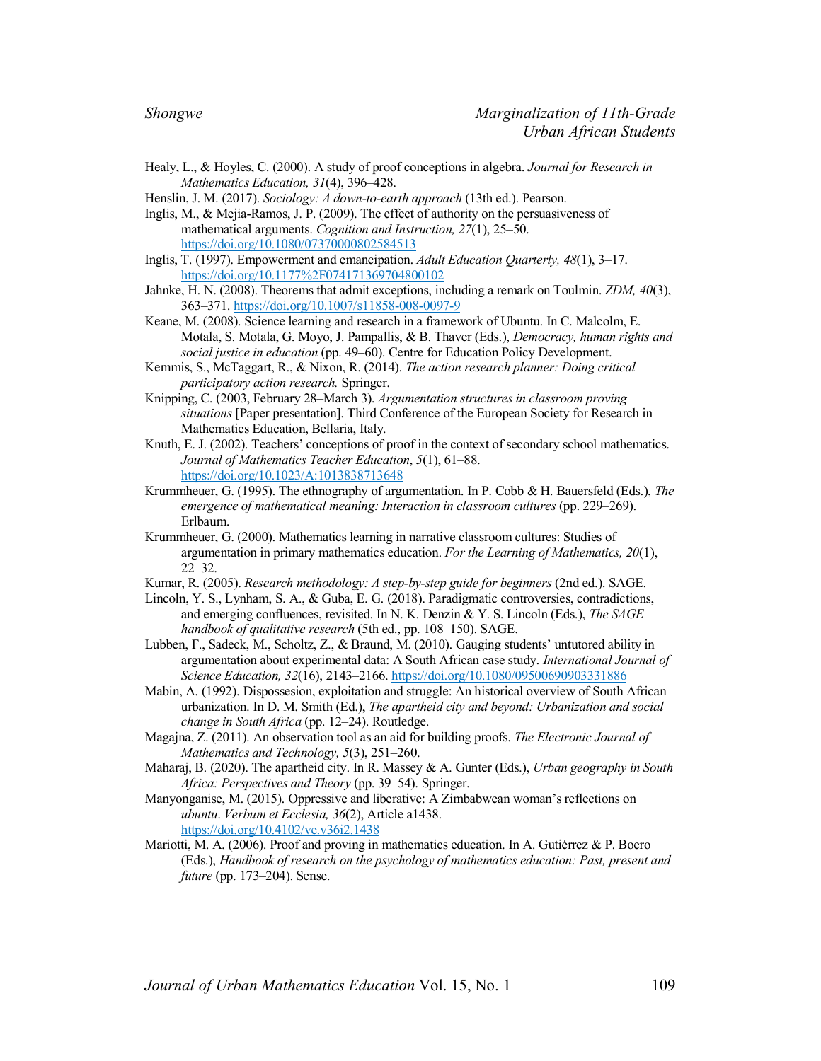Healy, L., & Hoyles, C. (2000). A study of proof conceptions in algebra. *Journal for Research in Mathematics Education, 31*(4), 396–428.

Henslin, J. M. (2017). *Sociology: A down-to-earth approach* (13th ed.). Pearson.

Inglis, M., & Mejia-Ramos, J. P. (2009). The effect of authority on the persuasiveness of mathematical arguments. *Cognition and Instruction, 27*(1), 25–50. https://doi.org/10.1080/07370000802584513

Inglis, T. (1997). Empowerment and emancipation. *Adult Education Quarterly, 48*(1), 3–17. https://doi.org/10.1177%2F074171369704800102

Jahnke, H. N. (2008). Theorems that admit exceptions, including a remark on Toulmin. *ZDM, 40*(3), 363–371. https://doi.org/10.1007/s11858-008-0097-9

Keane, M. (2008). Science learning and research in a framework of Ubuntu. In C. Malcolm, E. Motala, S. Motala, G. Moyo, J. Pampallis, & B. Thaver (Eds.), *Democracy, human rights and social justice in education* (pp. 49–60). Centre for Education Policy Development.

Kemmis, S., McTaggart, R., & Nixon, R. (2014). *The action research planner: Doing critical participatory action research.* Springer.

Knipping, C. (2003, February 28–March 3). *Argumentation structures in classroom proving situations* [Paper presentation]. Third Conference of the European Society for Research in Mathematics Education, Bellaria, Italy.

Knuth, E. J. (2002). Teachers' conceptions of proof in the context of secondary school mathematics. *Journal of Mathematics Teacher Education*, *5*(1), 61–88. https://doi.org/10.1023/A:1013838713648

Krummheuer, G. (1995). The ethnography of argumentation. In P. Cobb & H. Bauersfeld (Eds.), *The emergence of mathematical meaning: Interaction in classroom cultures* (pp. 229–269). Erlbaum.

Krummheuer, G. (2000). Mathematics learning in narrative classroom cultures: Studies of argumentation in primary mathematics education. *For the Learning of Mathematics, 20*(1), 22–32.

Kumar, R. (2005). *Research methodology: A step-by-step guide for beginners* (2nd ed.). SAGE.

Lincoln, Y. S., Lynham, S. A., & Guba, E. G. (2018). Paradigmatic controversies, contradictions, and emerging confluences, revisited. In N. K. Denzin & Y. S. Lincoln (Eds.), *The SAGE handbook of qualitative research* (5th ed., pp. 108–150). SAGE.

Lubben, F., Sadeck, M., Scholtz, Z., & Braund, M. (2010). Gauging students' untutored ability in argumentation about experimental data: A South African case study. *International Journal of Science Education, 32*(16), 2143–2166. https://doi.org/10.1080/09500690903331886

Mabin, A. (1992). Dispossesion, exploitation and struggle: An historical overview of South African urbanization. In D. M. Smith (Ed.), *The apartheid city and beyond: Urbanization and social change in South Africa* (pp. 12–24). Routledge.

Magajna, Z. (2011). An observation tool as an aid for building proofs. *The Electronic Journal of Mathematics and Technology, 5*(3), 251–260.

Maharaj, B. (2020). The apartheid city. In R. Massey & A. Gunter (Eds.), *Urban geography in South Africa: Perspectives and Theory* (pp. 39–54). Springer.

Manyonganise, M. (2015). Oppressive and liberative: A Zimbabwean woman's reflections on *ubuntu*. *Verbum et Ecclesia, 36*(2), Article a1438. https://doi.org/10.4102/ve.v36i2.1438

Mariotti, M. A. (2006). Proof and proving in mathematics education. In A. Gutiérrez & P. Boero (Eds.), *Handbook of research on the psychology of mathematics education: Past, present and future* (pp. 173–204). Sense.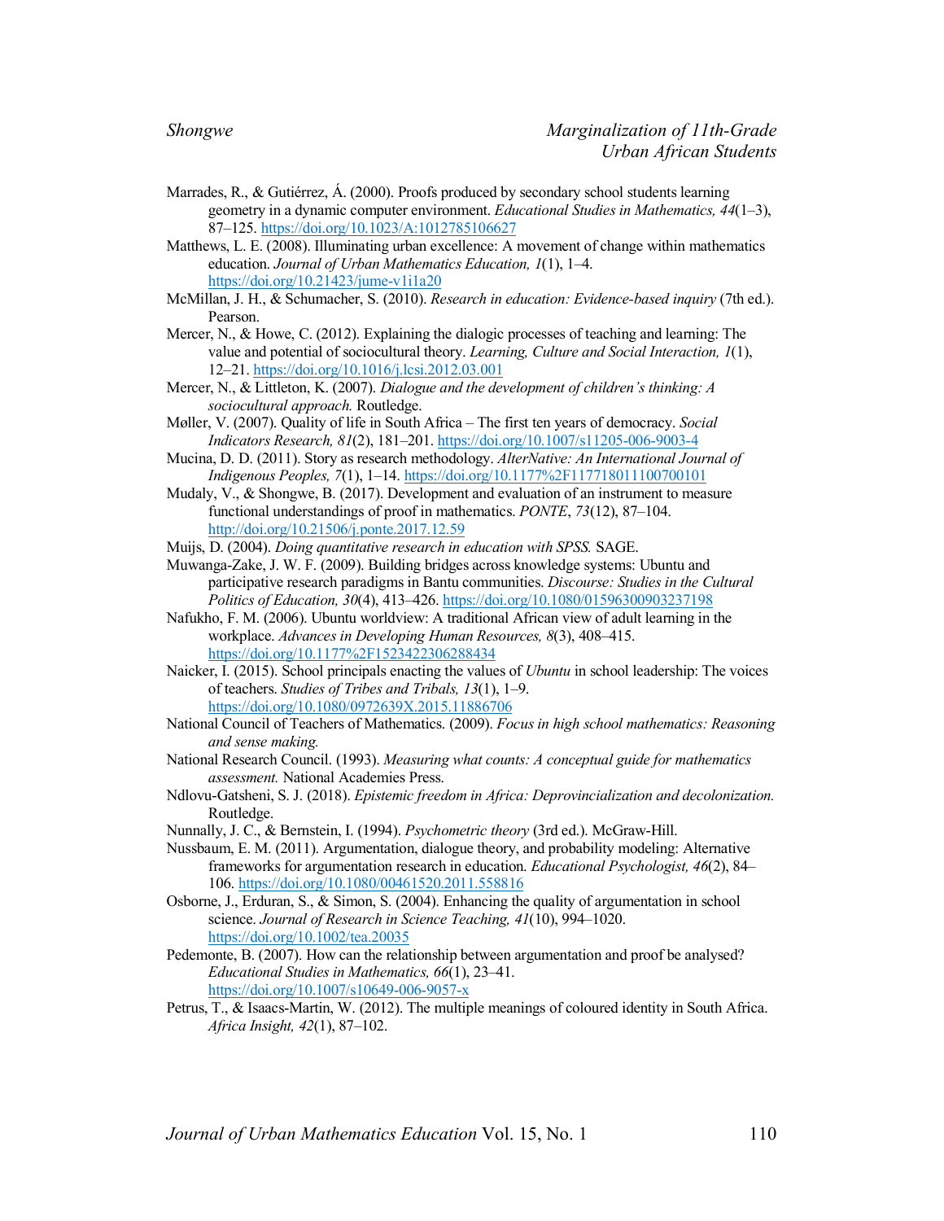Marrades, R., & Gutiérrez, Á. (2000). Proofs produced by secondary school students learning geometry in a dynamic computer environment. *Educational Studies in Mathematics, 44*(1–3), 87–125. https://doi.org/10.1023/A:1012785106627

Matthews, L. E. (2008). Illuminating urban excellence: A movement of change within mathematics education. *Journal of Urban Mathematics Education, 1*(1), 1–4. https://doi.org/10.21423/jume-v1i1a20

McMillan, J. H., & Schumacher, S. (2010). *Research in education: Evidence-based inquiry* (7th ed.). Pearson.

Mercer, N., & Howe, C. (2012). Explaining the dialogic processes of teaching and learning: The value and potential of sociocultural theory. *Learning, Culture and Social Interaction, 1*(1), 12–21. https://doi.org/10.1016/j.lcsi.2012.03.001

Mercer, N., & Littleton, K. (2007). *Dialogue and the development of children's thinking: A sociocultural approach.* Routledge.

Møller, V. (2007). Quality of life in South Africa – The first ten years of democracy. *Social Indicators Research, 81*(2), 181–201. https://doi.org/10.1007/s11205-006-9003-4

Mucina, D. D. (2011). Story as research methodology. *AlterNative: An International Journal of Indigenous Peoples, 7*(1), 1–14. https://doi.org/10.1177%2F117718011100700101

Mudaly, V., & Shongwe, B. (2017). Development and evaluation of an instrument to measure functional understandings of proof in mathematics. *PONTE*, *73*(12), 87–104. http://doi.org/10.21506/j.ponte.2017.12.59

Muijs, D. (2004). *Doing quantitative research in education with SPSS.* SAGE.

Muwanga-Zake, J. W. F. (2009). Building bridges across knowledge systems: Ubuntu and participative research paradigms in Bantu communities. *Discourse: Studies in the Cultural Politics of Education, 30*(4), 413–426. https://doi.org/10.1080/01596300903237198

Nafukho, F. M. (2006). Ubuntu worldview: A traditional African view of adult learning in the workplace. *Advances in Developing Human Resources, 8*(3), 408–415. https://doi.org/10.1177%2F1523422306288434

Naicker, I. (2015). School principals enacting the values of *Ubuntu* in school leadership: The voices of teachers. *Studies of Tribes and Tribals, 13*(1), 1–9. https://doi.org/10.1080/0972639X.2015.11886706

National Council of Teachers of Mathematics. (2009). *Focus in high school mathematics: Reasoning and sense making.*

National Research Council. (1993). *Measuring what counts: A conceptual guide for mathematics assessment.* National Academies Press.

Ndlovu-Gatsheni, S. J. (2018). *Epistemic freedom in Africa: Deprovincialization and decolonization.* Routledge.

Nunnally, J. C., & Bernstein, I. (1994). *Psychometric theory* (3rd ed.). McGraw-Hill.

Nussbaum, E. M. (2011). Argumentation, dialogue theory, and probability modeling: Alternative frameworks for argumentation research in education. *Educational Psychologist, 46*(2), 84–106. https://doi.org/10.1080/00461520.2011.558816

Osborne, J., Erduran, S., & Simon, S. (2004). Enhancing the quality of argumentation in school science. *Journal of Research in Science Teaching, 41*(10), 994–1020. https://doi.org/10.1002/tea.20035

Pedemonte, B. (2007). How can the relationship between argumentation and proof be analysed? *Educational Studies in Mathematics, 66*(1), 23–41. https://doi.org/10.1007/s10649-006-9057-x

Petrus, T., & Isaacs-Martin, W. (2012). The multiple meanings of coloured identity in South Africa. *Africa Insight, 42*(1), 87–102.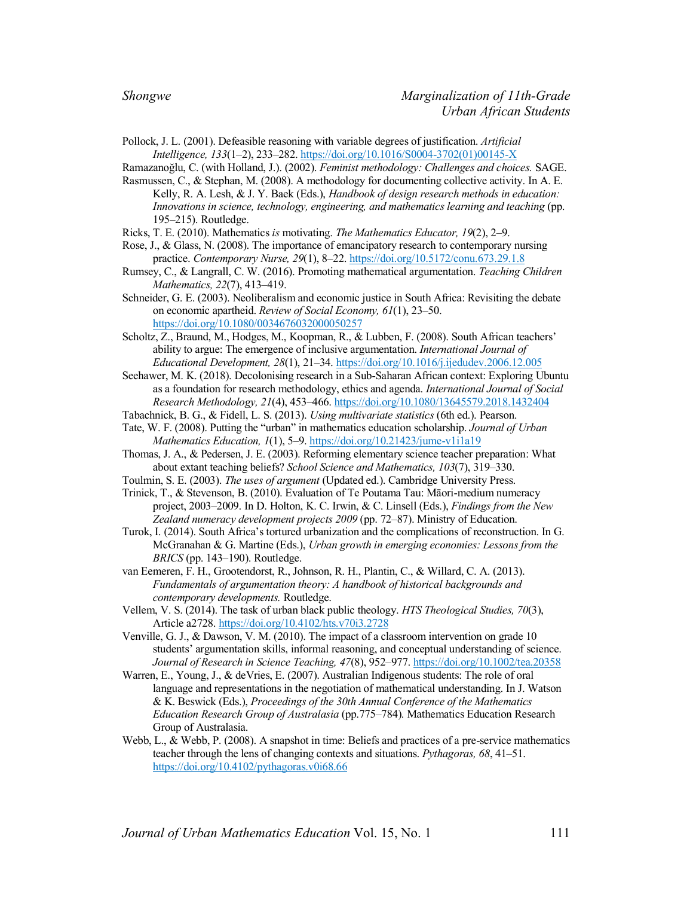Pollock, J. L. (2001). Defeasible reasoning with variable degrees of justification. *Artificial Intelligence, 133*(1–2), 233–282. https://doi.org/10.1016/S0004-3702(01)00145-X

Ramazanoğlu, C. (with Holland, J.). (2002). *Feminist methodology: Challenges and choices.* SAGE.

Rasmussen, C., & Stephan, M. (2008). A methodology for documenting collective activity. In A. E. Kelly, R. A. Lesh, & J. Y. Baek (Eds.), *Handbook of design research methods in education: Innovations in science, technology, engineering, and mathematics learning and teaching* (pp. 195–215). Routledge.

Ricks, T. E. (2010). Mathematics *is* motivating. *The Mathematics Educator, 19*(2), 2–9.

Rose, J., & Glass, N. (2008). The importance of emancipatory research to contemporary nursing practice. *Contemporary Nurse, 29*(1), 8–22. https://doi.org/10.5172/conu.673.29.1.8

Rumsey, C., & Langrall, C. W. (2016). Promoting mathematical argumentation. *Teaching Children Mathematics, 22*(7), 413–419.

Schneider, G. E. (2003). Neoliberalism and economic justice in South Africa: Revisiting the debate on economic apartheid. *Review of Social Economy, 61*(1), 23–50. https://doi.org/10.1080/0034676032000050257

Scholtz, Z., Braund, M., Hodges, M., Koopman, R., & Lubben, F. (2008). South African teachers' ability to argue: The emergence of inclusive argumentation. *International Journal of Educational Development, 28*(1), 21–34. https://doi.org/10.1016/j.ijedudev.2006.12.005

Seehawer, M. K. (2018). Decolonising research in a Sub-Saharan African context: Exploring Ubuntu as a foundation for research methodology, ethics and agenda. *International Journal of Social Research Methodology, 21*(4), 453–466. https://doi.org/10.1080/13645579.2018.1432404

Tabachnick, B. G., & Fidell, L. S. (2013). *Using multivariate statistics* (6th ed.). Pearson.

Tate, W. F. (2008). Putting the "urban" in mathematics education scholarship. *Journal of Urban Mathematics Education, 1*(1), 5–9. https://doi.org/10.21423/jume-v1i1a19

Thomas, J. A., & Pedersen, J. E. (2003). Reforming elementary science teacher preparation: What about extant teaching beliefs? *School Science and Mathematics, 103*(7), 319–330.

Toulmin, S. E. (2003). *The uses of argument* (Updated ed.). Cambridge University Press.

Trinick, T., & Stevenson, B. (2010). Evaluation of Te Poutama Tau: Māori-medium numeracy project, 2003–2009. In D. Holton, K. C. Irwin, & C. Linsell (Eds.), *Findings from the New Zealand numeracy development projects 2009* (pp. 72–87). Ministry of Education.

Turok, I. (2014). South Africa's tortured urbanization and the complications of reconstruction. In G. McGranahan & G. Martine (Eds.), *Urban growth in emerging economies: Lessons from the BRICS* (pp. 143–190). Routledge.

van Eemeren, F. H., Grootendorst, R., Johnson, R. H., Plantin, C., & Willard, C. A. (2013). *Fundamentals of argumentation theory: A handbook of historical backgrounds and contemporary developments.* Routledge.

Vellem, V. S. (2014). The task of urban black public theology. *HTS Theological Studies, 70*(3), Article a2728. https://doi.org/10.4102/hts.v70i3.2728

Venville, G. J., & Dawson, V. M. (2010). The impact of a classroom intervention on grade 10 students' argumentation skills, informal reasoning, and conceptual understanding of science. *Journal of Research in Science Teaching, 47*(8), 952–977. https://doi.org/10.1002/tea.20358

Warren, E., Young, J., & deVries, E. (2007). Australian Indigenous students: The role of oral language and representations in the negotiation of mathematical understanding. In J. Watson & K. Beswick (Eds.), *Proceedings of the 30th Annual Conference of the Mathematics Education Research Group of Australasia* (pp.775–784)*.* Mathematics Education Research Group of Australasia.

Webb, L., & Webb, P. (2008). A snapshot in time: Beliefs and practices of a pre-service mathematics teacher through the lens of changing contexts and situations. *Pythagoras, 68*, 41–51. https://doi.org/10.4102/pythagoras.v0i68.66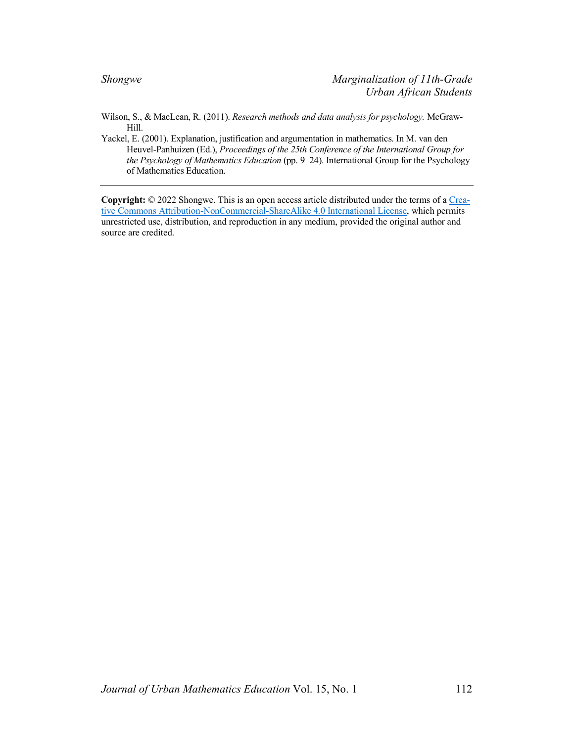Wilson, S., & MacLean, R. (2011). *Research methods and data analysis for psychology.* McGraw-Hill.

Yackel, E. (2001). Explanation, justification and argumentation in mathematics. In M. van den Heuvel-Panhuizen (Ed.), *Proceedings of the 25th Conference of the International Group for the Psychology of Mathematics Education* (pp. 9–24). International Group for the Psychology of Mathematics Education.

---

**Copyright:** © 2022 Shongwe. This is an open access article distributed under the terms of a Creative Commons Attribution-NonCommercial-ShareAlike 4.0 International License, which permits unrestricted use, distribution, and reproduction in any medium, provided the original author and source are credited.